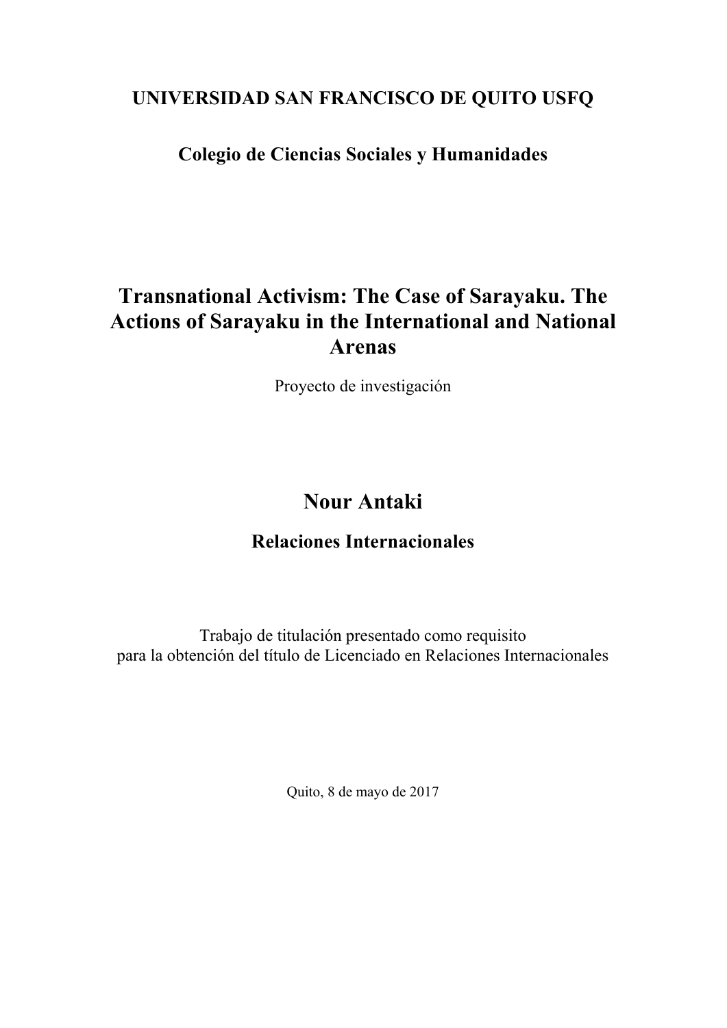**UNIVERSIDAD SAN FRANCISCO DE QUITO USFQ**

**Colegio de Ciencias Sociales y Humanidades**

# Transnational Activism: The Case of Sarayaku. The Actions of Sarayaku in the International and National Arenas

Proyecto de investigación

## Nour Antaki

**Relaciones Internacionales**

Trabajo de titulación presentado como requisito
para la obtención del título de Licenciado en Relaciones Internacionales

Quito, 8 de mayo de 2017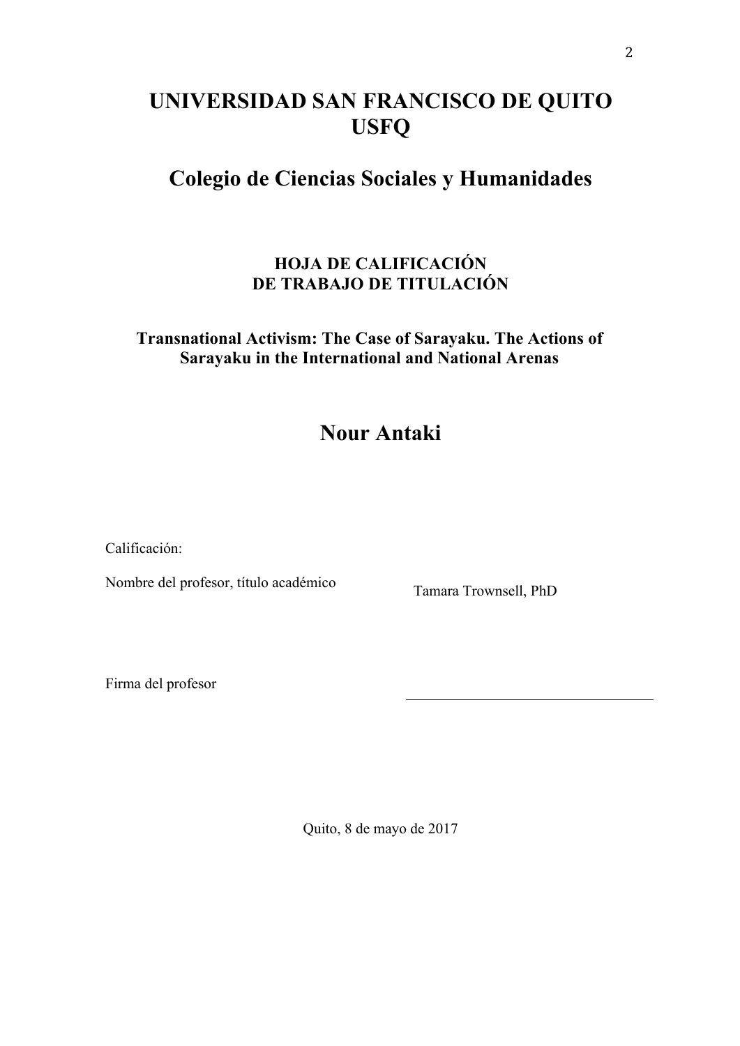# UNIVERSIDAD SAN FRANCISCO DE QUITO USFQ

## Colegio de Ciencias Sociales y Humanidades

### HOJA DE CALIFICACIÓN DE TRABAJO DE TITULACIÓN

**Transnational Activism: The Case of Sarayaku. The Actions of Sarayaku in the International and National Arenas**

## Nour Antaki

Calificación:

Nombre del profesor, título académico Tamara Trownsell, PhD

Firma del profesor

Quito, 8 de mayo de 2017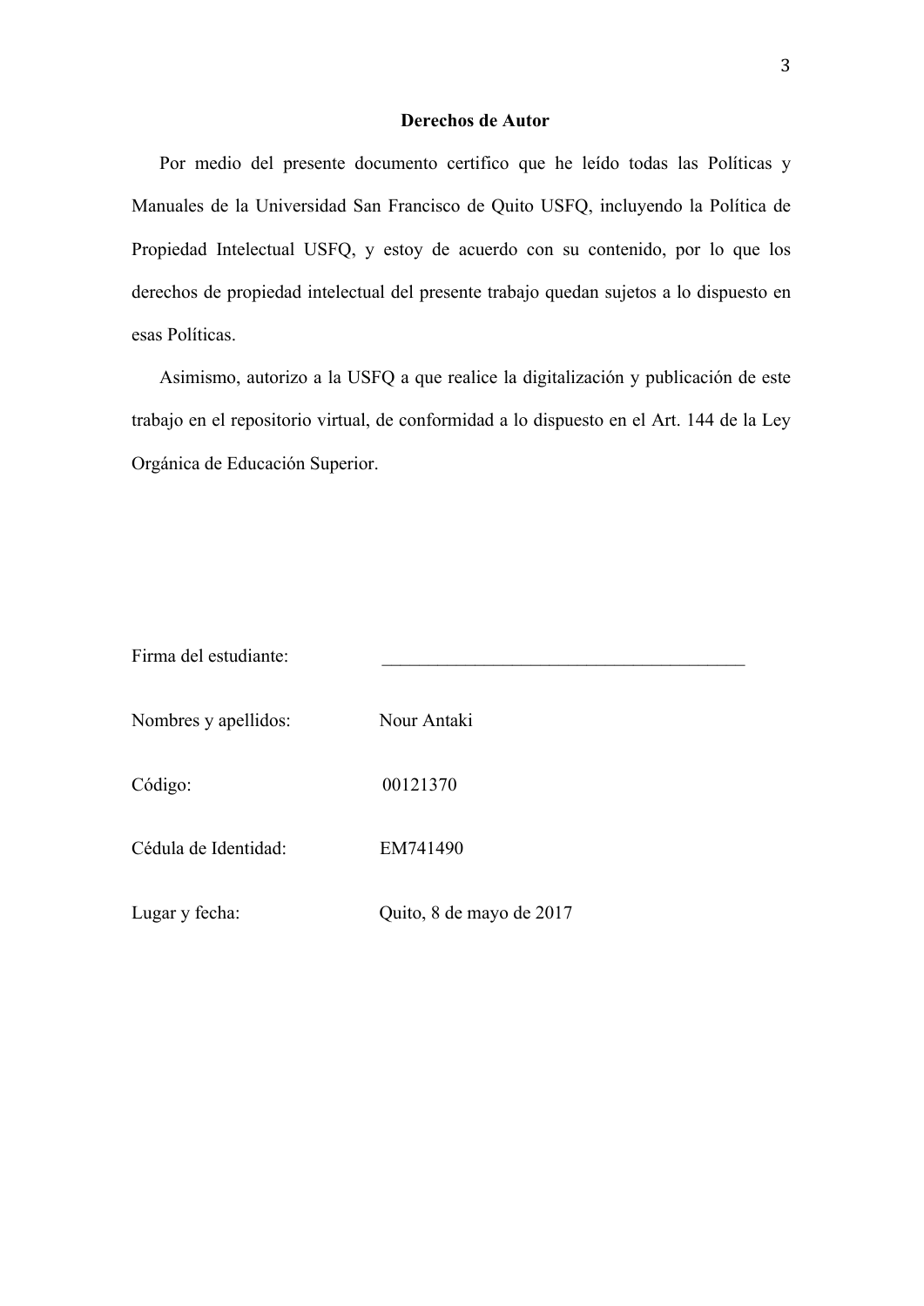## Derechos de Autor

Por medio del presente documento certifico que he leído todas las Políticas y Manuales de la Universidad San Francisco de Quito USFQ, incluyendo la Política de Propiedad Intelectual USFQ, y estoy de acuerdo con su contenido, por lo que los derechos de propiedad intelectual del presente trabajo quedan sujetos a lo dispuesto en esas Políticas.

Asimismo, autorizo a la USFQ a que realice la digitalización y publicación de este trabajo en el repositorio virtual, de conformidad a lo dispuesto en el Art. 144 de la Ley Orgánica de Educación Superior.

Firma del estudiante: ________________________________________

Nombres y apellidos: Nour Antaki

Código: 00121370

Cédula de Identidad: EM741490

Lugar y fecha: Quito, 8 de mayo de 2017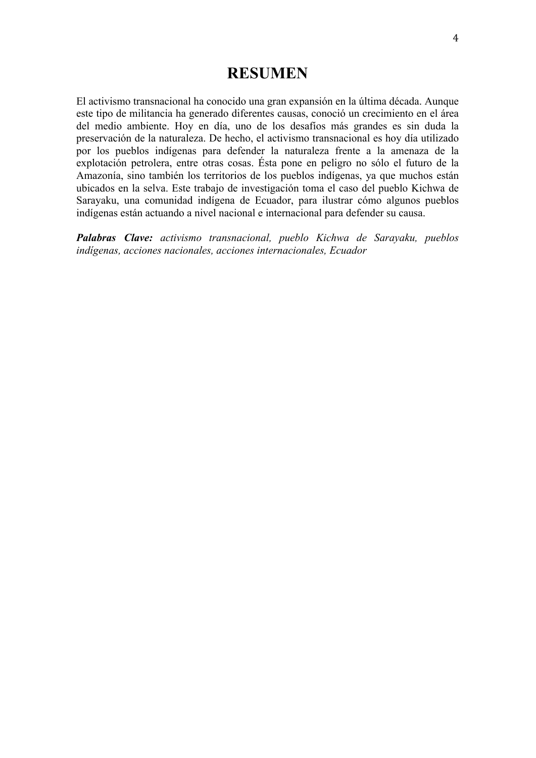# RESUMEN

El activismo transnacional ha conocido una gran expansión en la última década. Aunque este tipo de militancia ha generado diferentes causas, conoció un crecimiento en el área del medio ambiente. Hoy en día, uno de los desafíos más grandes es sin duda la preservación de la naturaleza. De hecho, el activismo transnacional es hoy día utilizado por los pueblos indígenas para defender la naturaleza frente a la amenaza de la explotación petrolera, entre otras cosas. Ésta pone en peligro no sólo el futuro de la Amazonía, sino también los territorios de los pueblos indígenas, ya que muchos están ubicados en la selva. Este trabajo de investigación toma el caso del pueblo Kichwa de Sarayaku, una comunidad indígena de Ecuador, para ilustrar cómo algunos pueblos indígenas están actuando a nivel nacional e internacional para defender su causa.

***Palabras Clave:*** *activismo transnacional, pueblo Kichwa de Sarayaku, pueblos indígenas, acciones nacionales, acciones internacionales, Ecuador*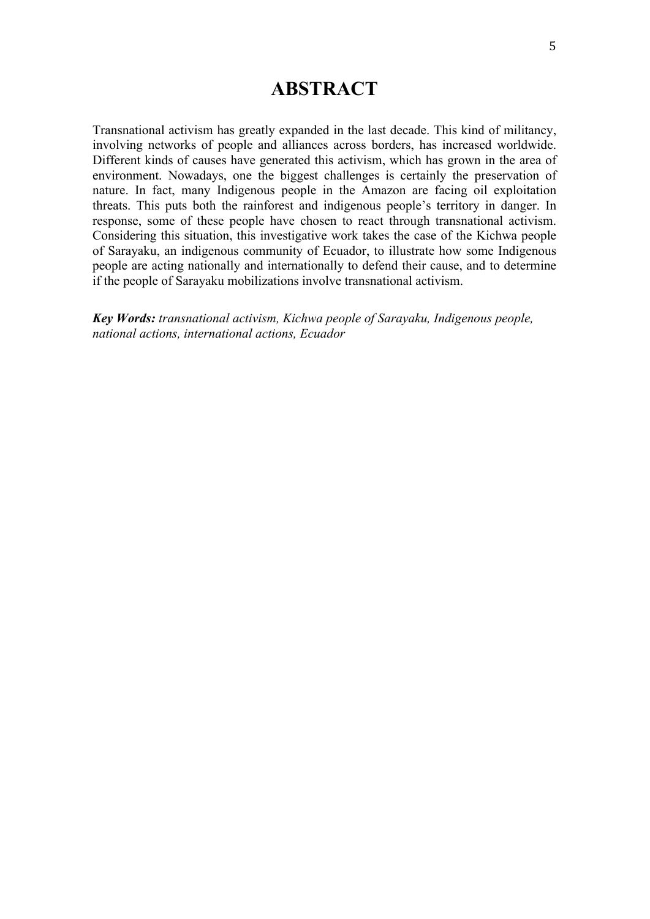# ABSTRACT

Transnational activism has greatly expanded in the last decade. This kind of militancy, involving networks of people and alliances across borders, has increased worldwide. Different kinds of causes have generated this activism, which has grown in the area of environment. Nowadays, one the biggest challenges is certainly the preservation of nature. In fact, many Indigenous people in the Amazon are facing oil exploitation threats. This puts both the rainforest and indigenous people's territory in danger. In response, some of these people have chosen to react through transnational activism. Considering this situation, this investigative work takes the case of the Kichwa people of Sarayaku, an indigenous community of Ecuador, to illustrate how some Indigenous people are acting nationally and internationally to defend their cause, and to determine if the people of Sarayaku mobilizations involve transnational activism.

***Key Words:*** *transnational activism, Kichwa people of Sarayaku, Indigenous people, national actions, international actions, Ecuador*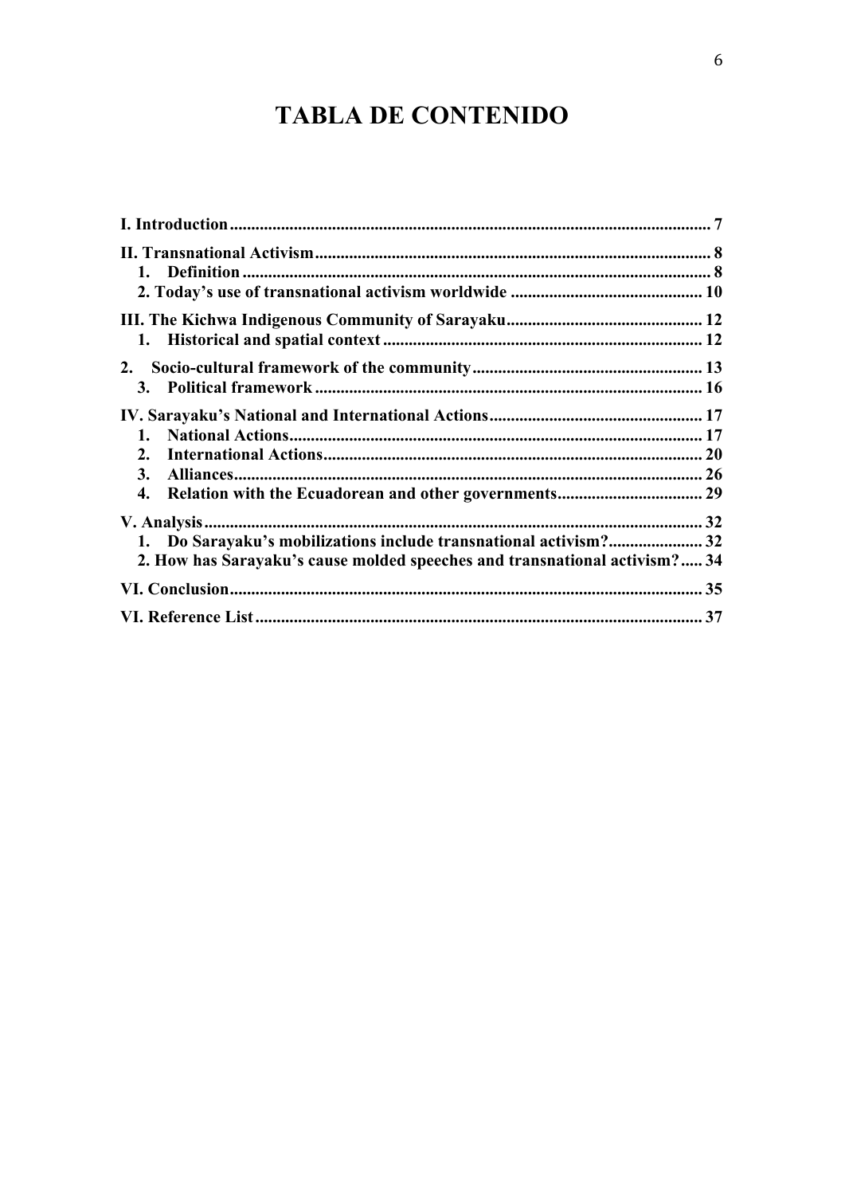# TABLA DE CONTENIDO

**I. Introduction** ............................................................................................................... 7

**II. Transnational Activism** ............................................................................................ 8

1. **Definition** ............................................................................................................. 8
2. **Today's use of transnational activism worldwide** ............................................ 10

**III. The Kichwa Indigenous Community of Sarayaku** ............................................. 12

1. **Historical and spatial context** .......................................................................... 12

2. **Socio-cultural framework of the community** ..................................................... 13

3. **Political framework** .......................................................................................... 16

**IV. Sarayaku's National and International Actions** ................................................. 17

1. **National Actions** ................................................................................................ 17
2. **International Actions** ........................................................................................ 20
3. **Alliances** ............................................................................................................. 26
4. **Relation with the Ecuadorean and other governments** .................................. 29

**V. Analysis** .................................................................................................................... 32

1. **Do Sarayaku's mobilizations include transnational activism?** ...................... 32
2. **How has Sarayaku's cause molded speeches and transnational activism?** ..... 34

**VI. Conclusion** ............................................................................................................. 35

**VI. Reference List** ........................................................................................................ 37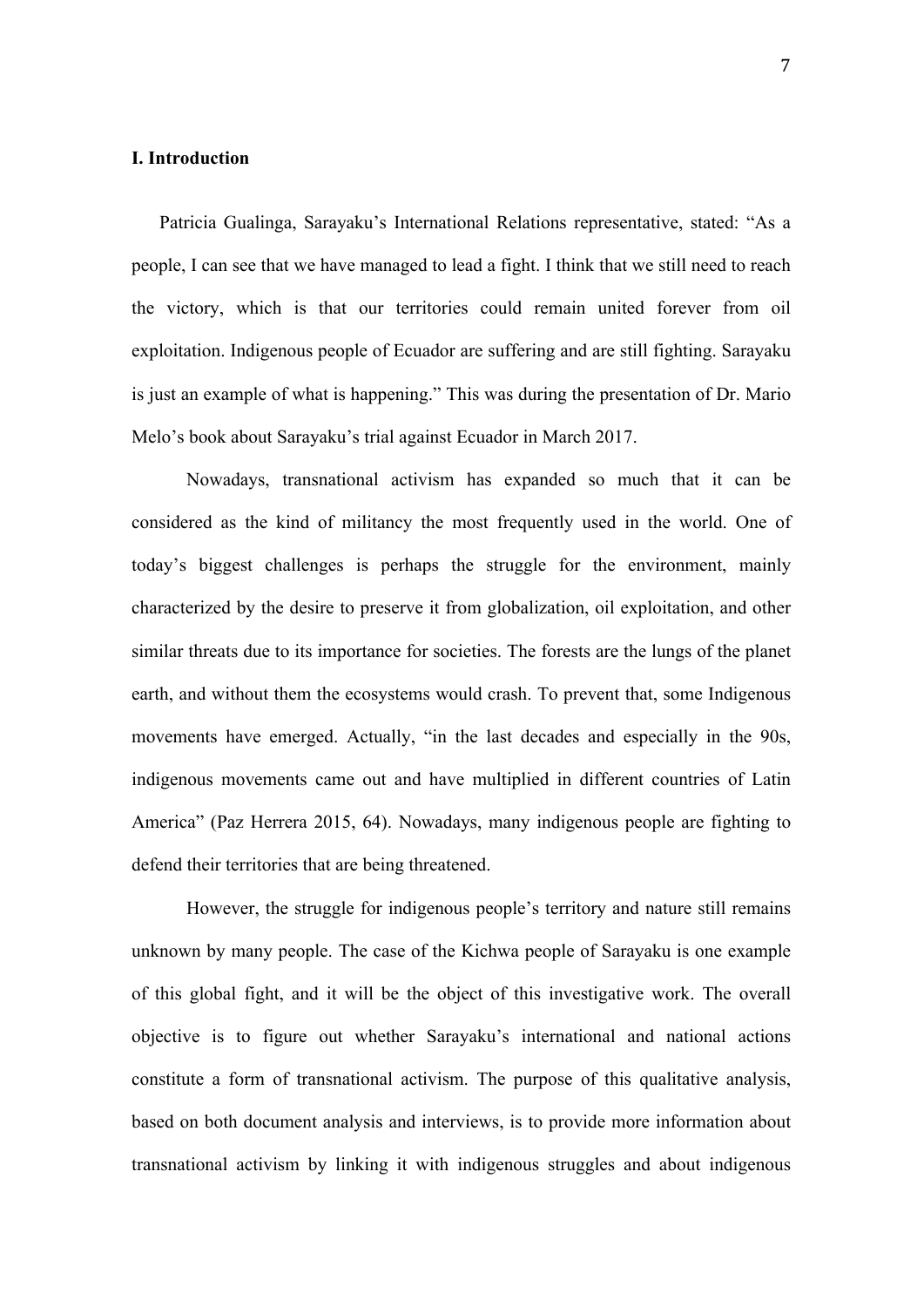## I. Introduction

Patricia Gualinga, Sarayaku's International Relations representative, stated: "As a people, I can see that we have managed to lead a fight. I think that we still need to reach the victory, which is that our territories could remain united forever from oil exploitation. Indigenous people of Ecuador are suffering and are still fighting. Sarayaku is just an example of what is happening." This was during the presentation of Dr. Mario Melo's book about Sarayaku's trial against Ecuador in March 2017.

Nowadays, transnational activism has expanded so much that it can be considered as the kind of militancy the most frequently used in the world. One of today's biggest challenges is perhaps the struggle for the environment, mainly characterized by the desire to preserve it from globalization, oil exploitation, and other similar threats due to its importance for societies. The forests are the lungs of the planet earth, and without them the ecosystems would crash. To prevent that, some Indigenous movements have emerged. Actually, "in the last decades and especially in the 90s, indigenous movements came out and have multiplied in different countries of Latin America" (Paz Herrera 2015, 64). Nowadays, many indigenous people are fighting to defend their territories that are being threatened.

However, the struggle for indigenous people's territory and nature still remains unknown by many people. The case of the Kichwa people of Sarayaku is one example of this global fight, and it will be the object of this investigative work. The overall objective is to figure out whether Sarayaku's international and national actions constitute a form of transnational activism. The purpose of this qualitative analysis, based on both document analysis and interviews, is to provide more information about transnational activism by linking it with indigenous struggles and about indigenous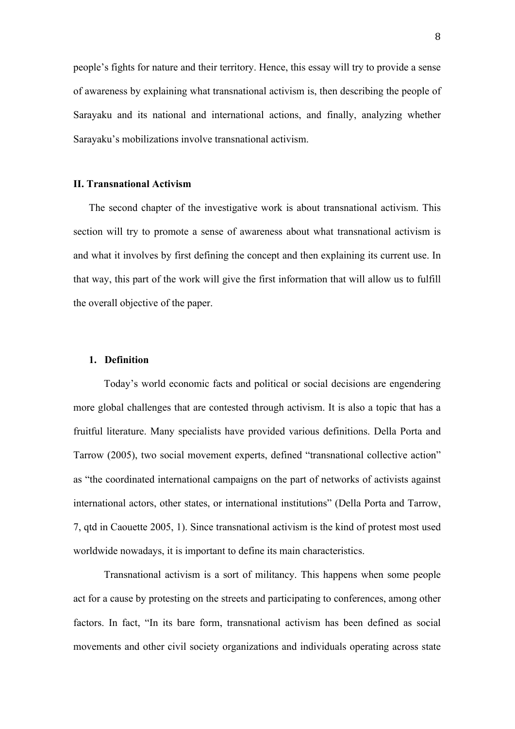people's fights for nature and their territory. Hence, this essay will try to provide a sense of awareness by explaining what transnational activism is, then describing the people of Sarayaku and its national and international actions, and finally, analyzing whether Sarayaku's mobilizations involve transnational activism.

## II. Transnational Activism

The second chapter of the investigative work is about transnational activism. This section will try to promote a sense of awareness about what transnational activism is and what it involves by first defining the concept and then explaining its current use. In that way, this part of the work will give the first information that will allow us to fulfill the overall objective of the paper.

### 1. Definition

Today's world economic facts and political or social decisions are engendering more global challenges that are contested through activism. It is also a topic that has a fruitful literature. Many specialists have provided various definitions. Della Porta and Tarrow (2005), two social movement experts, defined "transnational collective action" as "the coordinated international campaigns on the part of networks of activists against international actors, other states, or international institutions" (Della Porta and Tarrow, 7, qtd in Caouette 2005, 1). Since transnational activism is the kind of protest most used worldwide nowadays, it is important to define its main characteristics.

Transnational activism is a sort of militancy. This happens when some people act for a cause by protesting on the streets and participating to conferences, among other factors. In fact, "In its bare form, transnational activism has been defined as social movements and other civil society organizations and individuals operating across state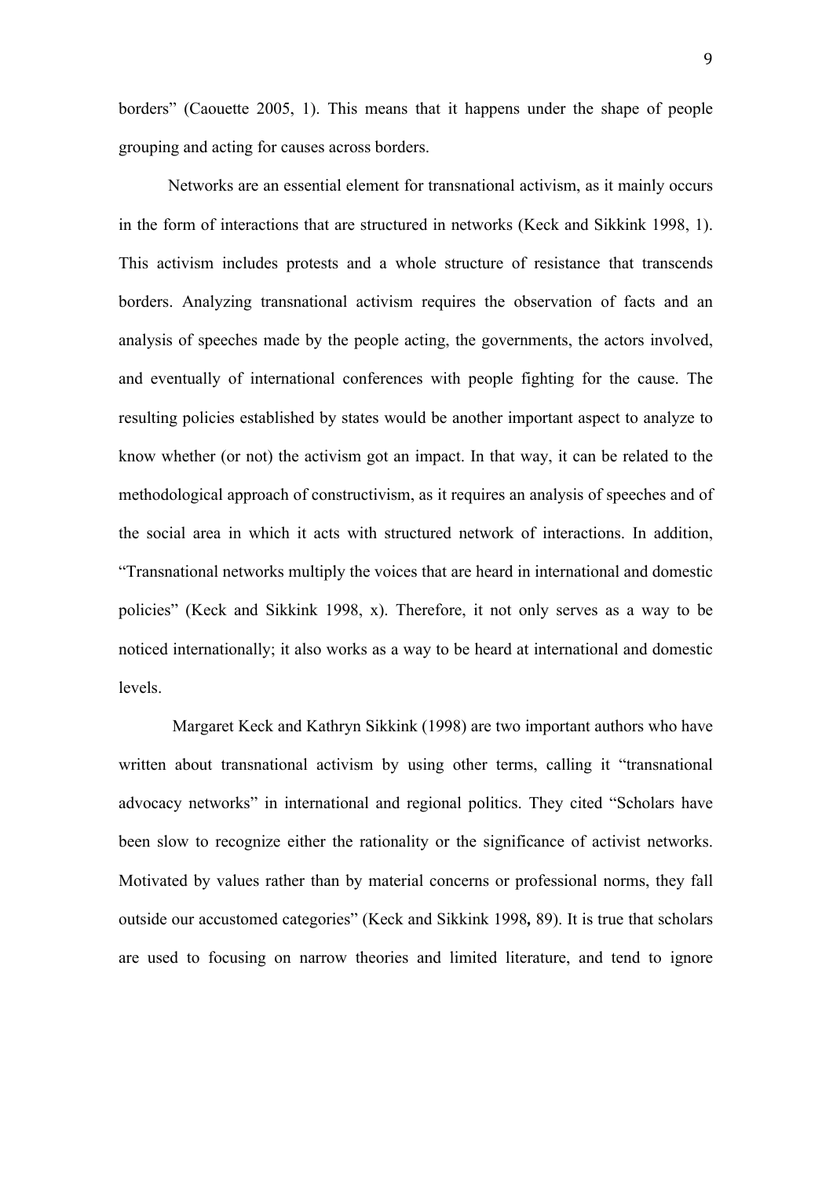borders" (Caouette 2005, 1). This means that it happens under the shape of people grouping and acting for causes across borders.

Networks are an essential element for transnational activism, as it mainly occurs in the form of interactions that are structured in networks (Keck and Sikkink 1998, 1). This activism includes protests and a whole structure of resistance that transcends borders. Analyzing transnational activism requires the observation of facts and an analysis of speeches made by the people acting, the governments, the actors involved, and eventually of international conferences with people fighting for the cause. The resulting policies established by states would be another important aspect to analyze to know whether (or not) the activism got an impact. In that way, it can be related to the methodological approach of constructivism, as it requires an analysis of speeches and of the social area in which it acts with structured network of interactions. In addition, "Transnational networks multiply the voices that are heard in international and domestic policies" (Keck and Sikkink 1998, x). Therefore, it not only serves as a way to be noticed internationally; it also works as a way to be heard at international and domestic levels.

Margaret Keck and Kathryn Sikkink (1998) are two important authors who have written about transnational activism by using other terms, calling it "transnational advocacy networks" in international and regional politics. They cited "Scholars have been slow to recognize either the rationality or the significance of activist networks. Motivated by values rather than by material concerns or professional norms, they fall outside our accustomed categories" (Keck and Sikkink 1998**,** 89). It is true that scholars are used to focusing on narrow theories and limited literature, and tend to ignore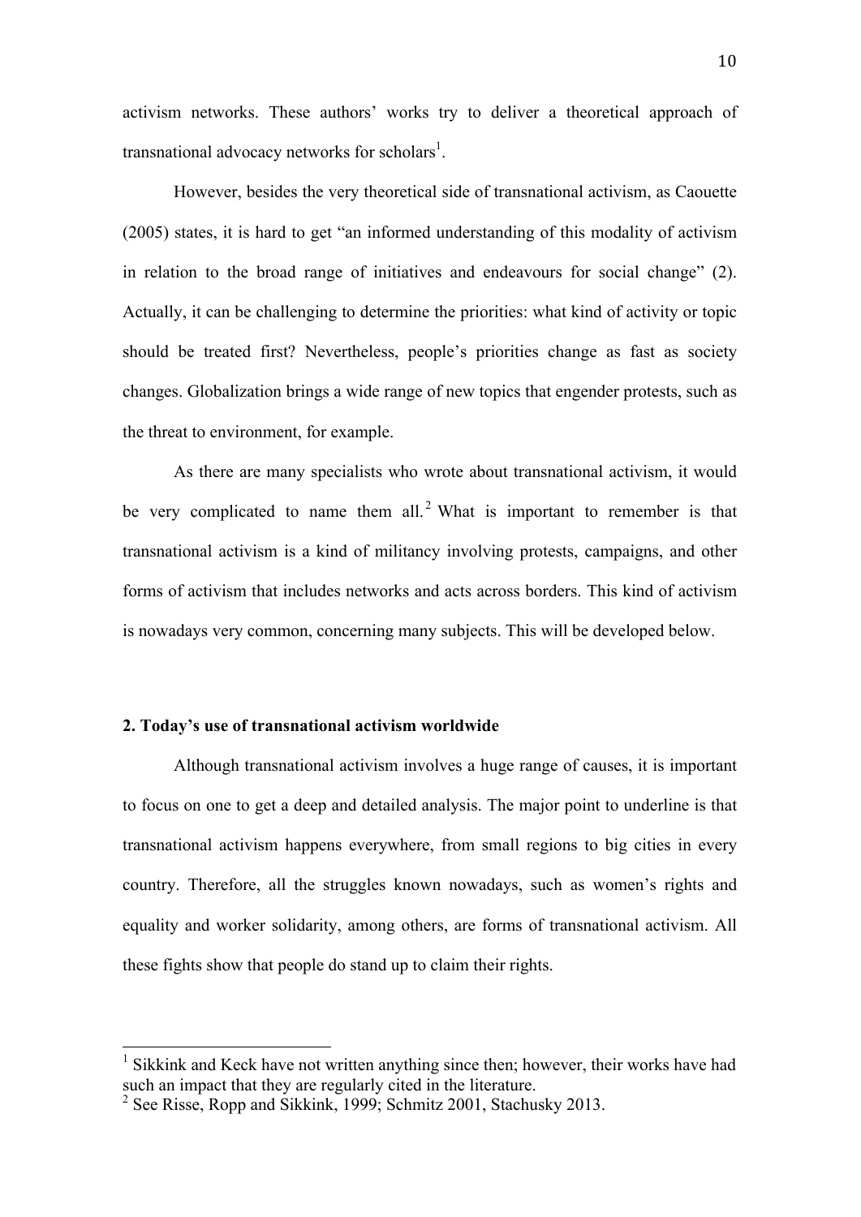activism networks. These authors' works try to deliver a theoretical approach of transnational advocacy networks for scholars[1].

However, besides the very theoretical side of transnational activism, as Caouette (2005) states, it is hard to get "an informed understanding of this modality of activism in relation to the broad range of initiatives and endeavours for social change" (2). Actually, it can be challenging to determine the priorities: what kind of activity or topic should be treated first? Nevertheless, people's priorities change as fast as society changes. Globalization brings a wide range of new topics that engender protests, such as the threat to environment, for example.

As there are many specialists who wrote about transnational activism, it would be very complicated to name them all.[2] What is important to remember is that transnational activism is a kind of militancy involving protests, campaigns, and other forms of activism that includes networks and acts across borders. This kind of activism is nowadays very common, concerning many subjects. This will be developed below.

## 2. Today's use of transnational activism worldwide

Although transnational activism involves a huge range of causes, it is important to focus on one to get a deep and detailed analysis. The major point to underline is that transnational activism happens everywhere, from small regions to big cities in every country. Therefore, all the struggles known nowadays, such as women's rights and equality and worker solidarity, among others, are forms of transnational activism. All these fights show that people do stand up to claim their rights.

---

[1] Sikkink and Keck have not written anything since then; however, their works have had such an impact that they are regularly cited in the literature.

[2] See Risse, Ropp and Sikkink, 1999; Schmitz 2001, Stachusky 2013.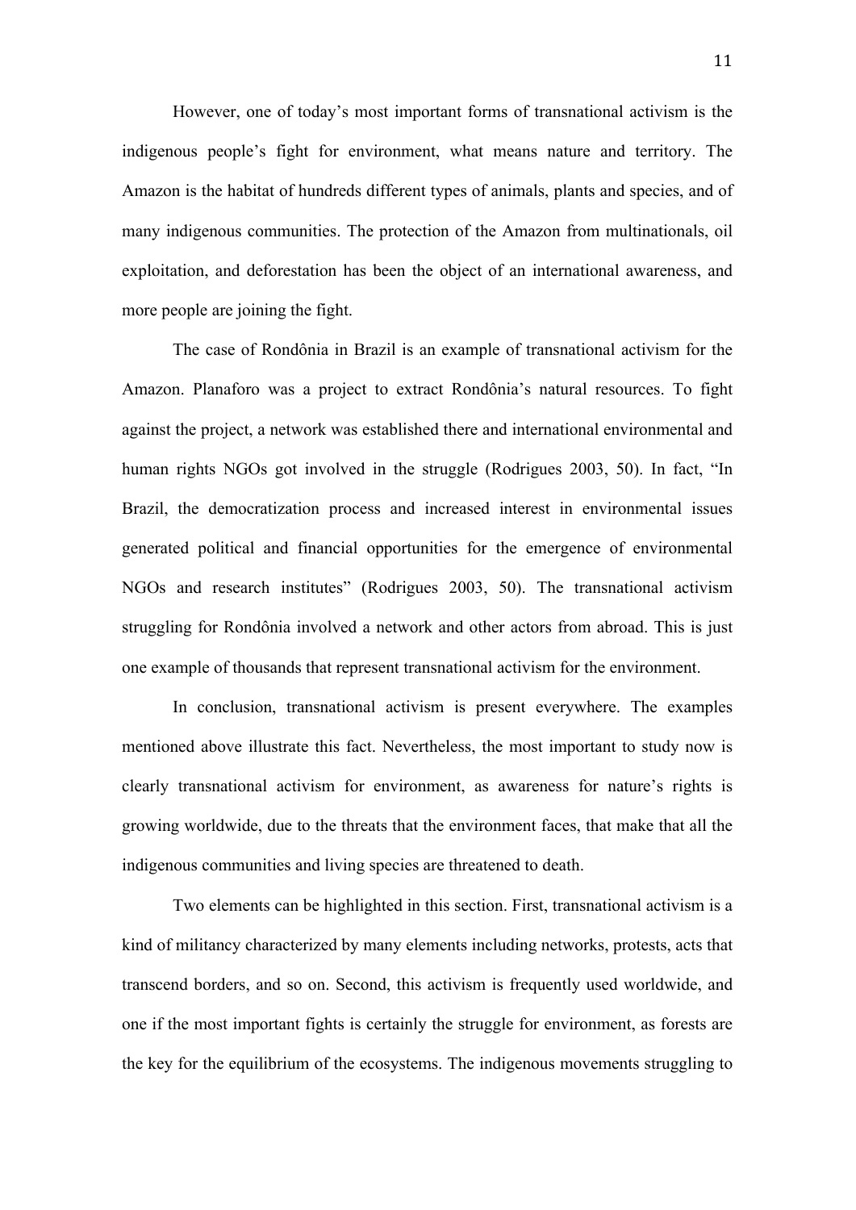However, one of today's most important forms of transnational activism is the indigenous people's fight for environment, what means nature and territory. The Amazon is the habitat of hundreds different types of animals, plants and species, and of many indigenous communities. The protection of the Amazon from multinationals, oil exploitation, and deforestation has been the object of an international awareness, and more people are joining the fight.

The case of Rondônia in Brazil is an example of transnational activism for the Amazon. Planaforo was a project to extract Rondônia's natural resources. To fight against the project, a network was established there and international environmental and human rights NGOs got involved in the struggle (Rodrigues 2003, 50). In fact, "In Brazil, the democratization process and increased interest in environmental issues generated political and financial opportunities for the emergence of environmental NGOs and research institutes" (Rodrigues 2003, 50). The transnational activism struggling for Rondônia involved a network and other actors from abroad. This is just one example of thousands that represent transnational activism for the environment.

In conclusion, transnational activism is present everywhere. The examples mentioned above illustrate this fact. Nevertheless, the most important to study now is clearly transnational activism for environment, as awareness for nature's rights is growing worldwide, due to the threats that the environment faces, that make that all the indigenous communities and living species are threatened to death.

Two elements can be highlighted in this section. First, transnational activism is a kind of militancy characterized by many elements including networks, protests, acts that transcend borders, and so on. Second, this activism is frequently used worldwide, and one if the most important fights is certainly the struggle for environment, as forests are the key for the equilibrium of the ecosystems. The indigenous movements struggling to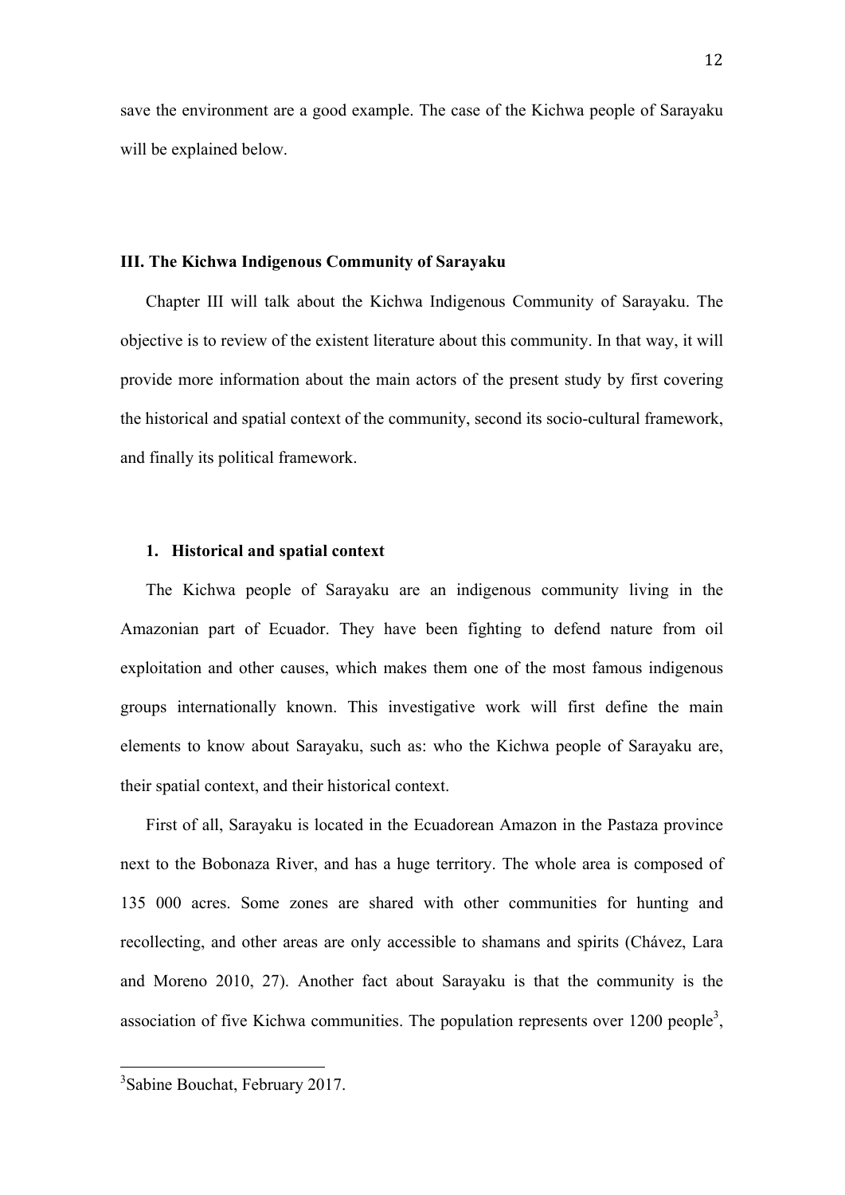save the environment are a good example. The case of the Kichwa people of Sarayaku will be explained below.

## III. The Kichwa Indigenous Community of Sarayaku

Chapter III will talk about the Kichwa Indigenous Community of Sarayaku. The objective is to review of the existent literature about this community. In that way, it will provide more information about the main actors of the present study by first covering the historical and spatial context of the community, second its socio-cultural framework, and finally its political framework.

### 1. Historical and spatial context

The Kichwa people of Sarayaku are an indigenous community living in the Amazonian part of Ecuador. They have been fighting to defend nature from oil exploitation and other causes, which makes them one of the most famous indigenous groups internationally known. This investigative work will first define the main elements to know about Sarayaku, such as: who the Kichwa people of Sarayaku are, their spatial context, and their historical context.

First of all, Sarayaku is located in the Ecuadorean Amazon in the Pastaza province next to the Bobonaza River, and has a huge territory. The whole area is composed of 135 000 acres. Some zones are shared with other communities for hunting and recollecting, and other areas are only accessible to shamans and spirits (Chávez, Lara and Moreno 2010, 27). Another fact about Sarayaku is that the community is the association of five Kichwa communities. The population represents over 1200 people[3],

---

[3]Sabine Bouchat, February 2017.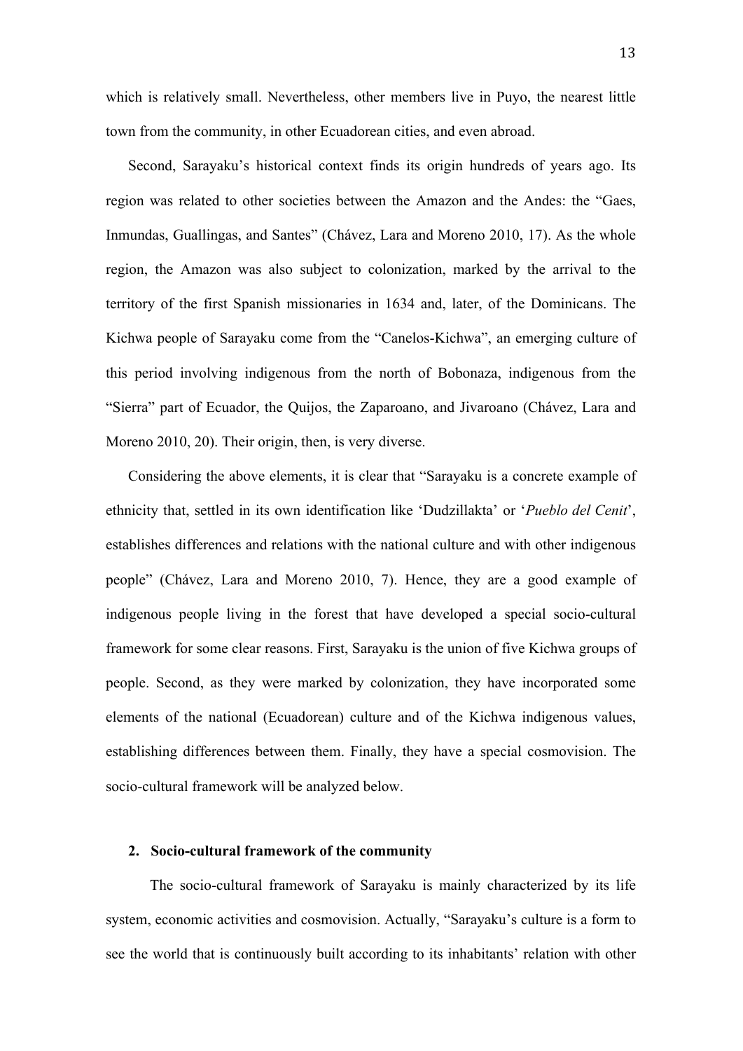which is relatively small. Nevertheless, other members live in Puyo, the nearest little town from the community, in other Ecuadorean cities, and even abroad.

Second, Sarayaku's historical context finds its origin hundreds of years ago. Its region was related to other societies between the Amazon and the Andes: the "Gaes, Inmundas, Guallingas, and Santes" (Chávez, Lara and Moreno 2010, 17). As the whole region, the Amazon was also subject to colonization, marked by the arrival to the territory of the first Spanish missionaries in 1634 and, later, of the Dominicans. The Kichwa people of Sarayaku come from the "Canelos-Kichwa", an emerging culture of this period involving indigenous from the north of Bobonaza, indigenous from the "Sierra" part of Ecuador, the Quijos, the Zaparoano, and Jivaroano (Chávez, Lara and Moreno 2010, 20). Their origin, then, is very diverse.

Considering the above elements, it is clear that "Sarayaku is a concrete example of ethnicity that, settled in its own identification like 'Dudzillakta' or '*Pueblo del Cenit*', establishes differences and relations with the national culture and with other indigenous people" (Chávez, Lara and Moreno 2010, 7). Hence, they are a good example of indigenous people living in the forest that have developed a special socio-cultural framework for some clear reasons. First, Sarayaku is the union of five Kichwa groups of people. Second, as they were marked by colonization, they have incorporated some elements of the national (Ecuadorean) culture and of the Kichwa indigenous values, establishing differences between them. Finally, they have a special cosmovision. The socio-cultural framework will be analyzed below.

## 2. Socio-cultural framework of the community

The socio-cultural framework of Sarayaku is mainly characterized by its life system, economic activities and cosmovision. Actually, "Sarayaku's culture is a form to see the world that is continuously built according to its inhabitants' relation with other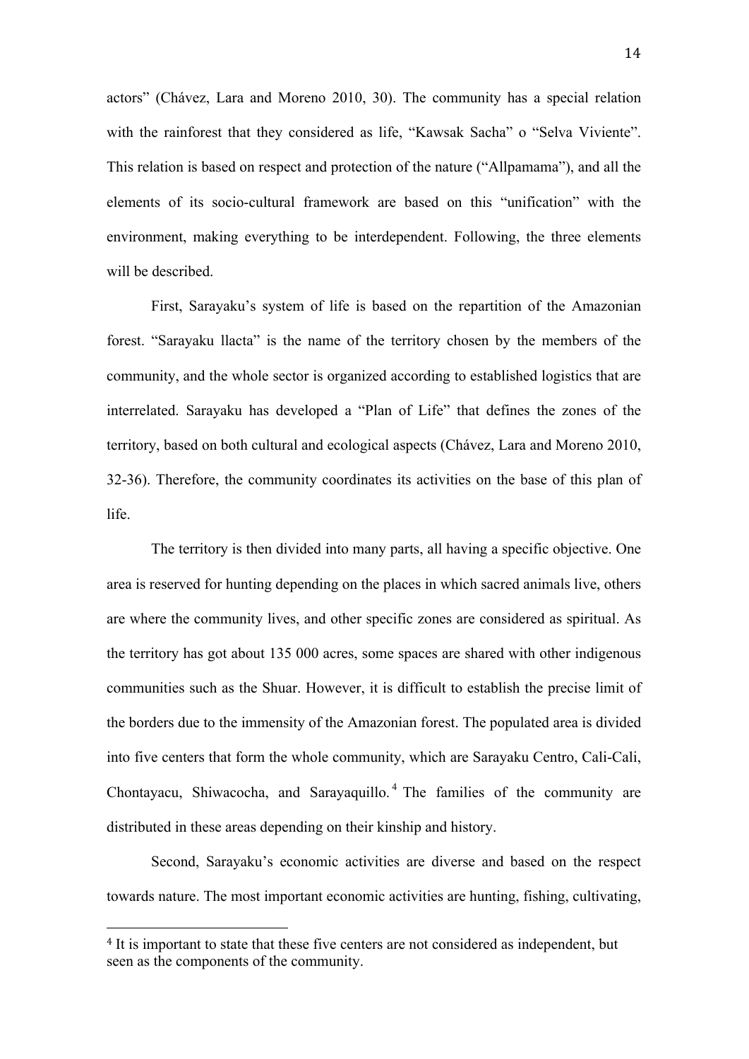actors" (Chávez, Lara and Moreno 2010, 30). The community has a special relation with the rainforest that they considered as life, "Kawsak Sacha" o "Selva Viviente". This relation is based on respect and protection of the nature ("Allpamama"), and all the elements of its socio-cultural framework are based on this "unification" with the environment, making everything to be interdependent. Following, the three elements will be described.

First, Sarayaku's system of life is based on the repartition of the Amazonian forest. "Sarayaku llacta" is the name of the territory chosen by the members of the community, and the whole sector is organized according to established logistics that are interrelated. Sarayaku has developed a "Plan of Life" that defines the zones of the territory, based on both cultural and ecological aspects (Chávez, Lara and Moreno 2010, 32-36). Therefore, the community coordinates its activities on the base of this plan of life.

The territory is then divided into many parts, all having a specific objective. One area is reserved for hunting depending on the places in which sacred animals live, others are where the community lives, and other specific zones are considered as spiritual. As the territory has got about 135 000 acres, some spaces are shared with other indigenous communities such as the Shuar. However, it is difficult to establish the precise limit of the borders due to the immensity of the Amazonian forest. The populated area is divided into five centers that form the whole community, which are Sarayaku Centro, Cali-Cali, Chontayacu, Shiwacocha, and Sarayaquillo.[4] The families of the community are distributed in these areas depending on their kinship and history.

Second, Sarayaku's economic activities are diverse and based on the respect towards nature. The most important economic activities are hunting, fishing, cultivating,

---

[4] It is important to state that these five centers are not considered as independent, but seen as the components of the community.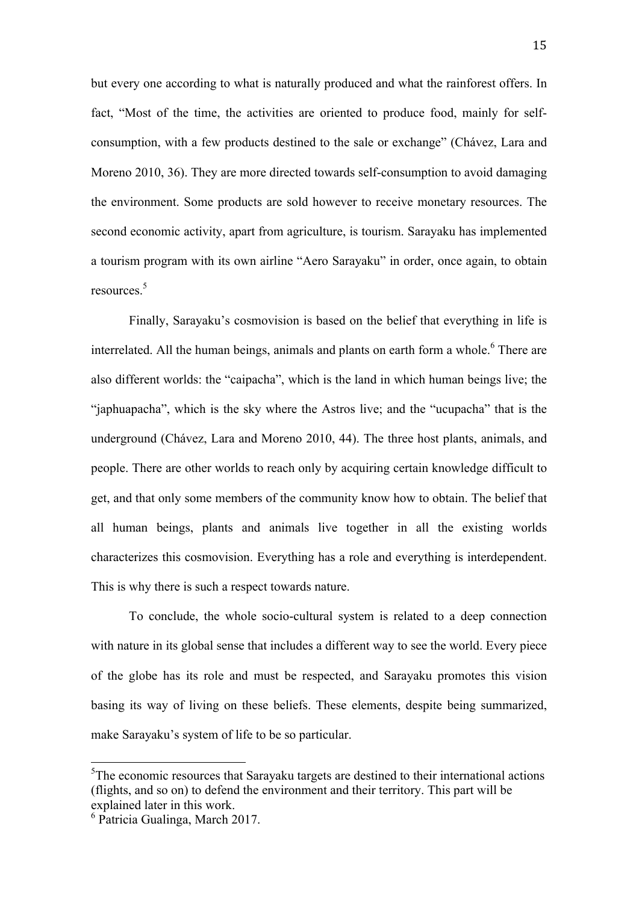but every one according to what is naturally produced and what the rainforest offers. In fact, "Most of the time, the activities are oriented to produce food, mainly for self-consumption, with a few products destined to the sale or exchange" (Chávez, Lara and Moreno 2010, 36). They are more directed towards self-consumption to avoid damaging the environment. Some products are sold however to receive monetary resources. The second economic activity, apart from agriculture, is tourism. Sarayaku has implemented a tourism program with its own airline "Aero Sarayaku" in order, once again, to obtain resources.[5]

Finally, Sarayaku's cosmovision is based on the belief that everything in life is interrelated. All the human beings, animals and plants on earth form a whole.[6] There are also different worlds: the "caipacha", which is the land in which human beings live; the "japhuapacha", which is the sky where the Astros live; and the "ucupacha" that is the underground (Chávez, Lara and Moreno 2010, 44). The three host plants, animals, and people. There are other worlds to reach only by acquiring certain knowledge difficult to get, and that only some members of the community know how to obtain. The belief that all human beings, plants and animals live together in all the existing worlds characterizes this cosmovision. Everything has a role and everything is interdependent. This is why there is such a respect towards nature.

To conclude, the whole socio-cultural system is related to a deep connection with nature in its global sense that includes a different way to see the world. Every piece of the globe has its role and must be respected, and Sarayaku promotes this vision basing its way of living on these beliefs. These elements, despite being summarized, make Sarayaku's system of life to be so particular.

---

[5] The economic resources that Sarayaku targets are destined to their international actions (flights, and so on) to defend the environment and their territory. This part will be explained later in this work.

[6] Patricia Gualinga, March 2017.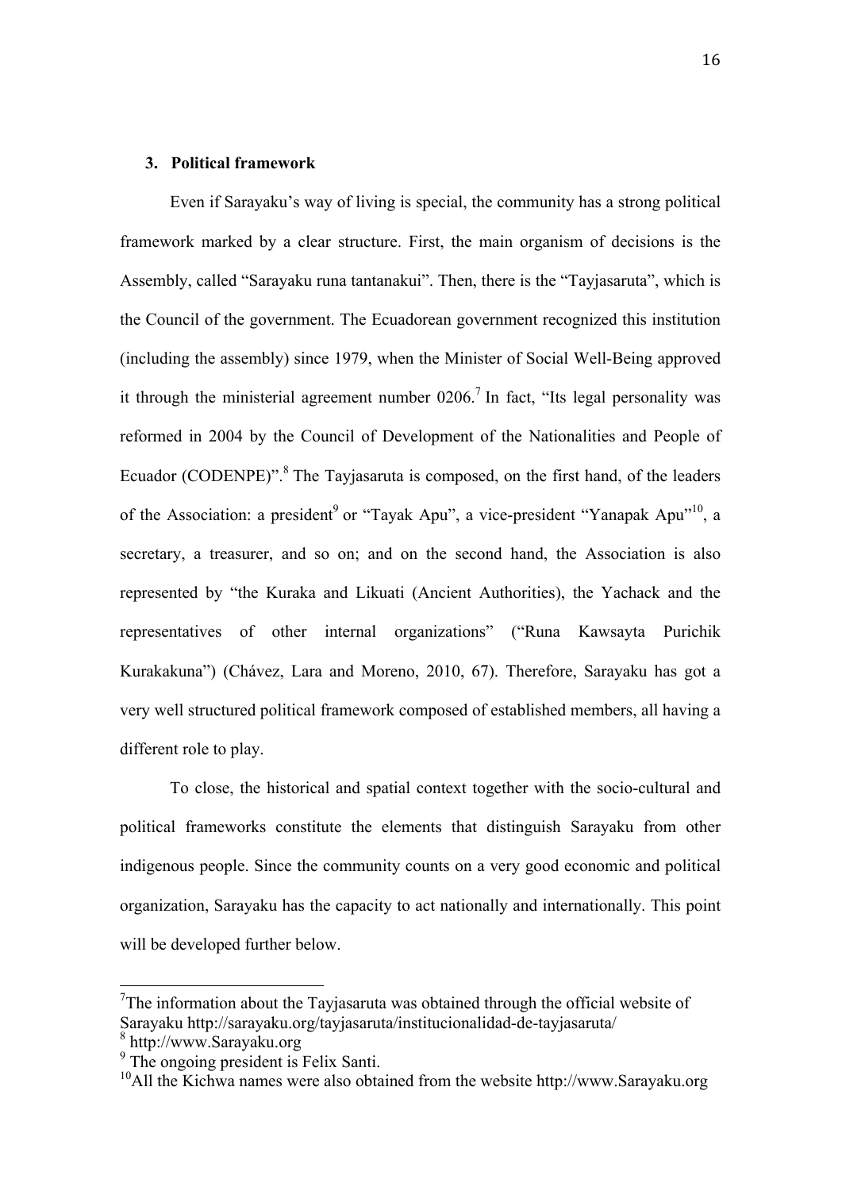### 3. Political framework

Even if Sarayaku's way of living is special, the community has a strong political framework marked by a clear structure. First, the main organism of decisions is the Assembly, called "Sarayaku runa tantanakui". Then, there is the "Tayjasaruta", which is the Council of the government. The Ecuadorean government recognized this institution (including the assembly) since 1979, when the Minister of Social Well-Being approved it through the ministerial agreement number 0206.[7] In fact, "Its legal personality was reformed in 2004 by the Council of Development of the Nationalities and People of Ecuador (CODENPE)".[8] The Tayjasaruta is composed, on the first hand, of the leaders of the Association: a president[9] or "Tayak Apu", a vice-president "Yanapak Apu"[10], a secretary, a treasurer, and so on; and on the second hand, the Association is also represented by "the Kuraka and Likuati (Ancient Authorities), the Yachack and the representatives of other internal organizations" ("Runa Kawsayta Purichik Kurakakuna") (Chávez, Lara and Moreno, 2010, 67). Therefore, Sarayaku has got a very well structured political framework composed of established members, all having a different role to play.

To close, the historical and spatial context together with the socio-cultural and political frameworks constitute the elements that distinguish Sarayaku from other indigenous people. Since the community counts on a very good economic and political organization, Sarayaku has the capacity to act nationally and internationally. This point will be developed further below.

---

[7] The information about the Tayjasaruta was obtained through the official website of Sarayaku http://sarayaku.org/tayjasaruta/institucionalidad-de-tayjasaruta/

[8] http://www.Sarayaku.org

[9] The ongoing president is Felix Santi.

[10] All the Kichwa names were also obtained from the website http://www.Sarayaku.org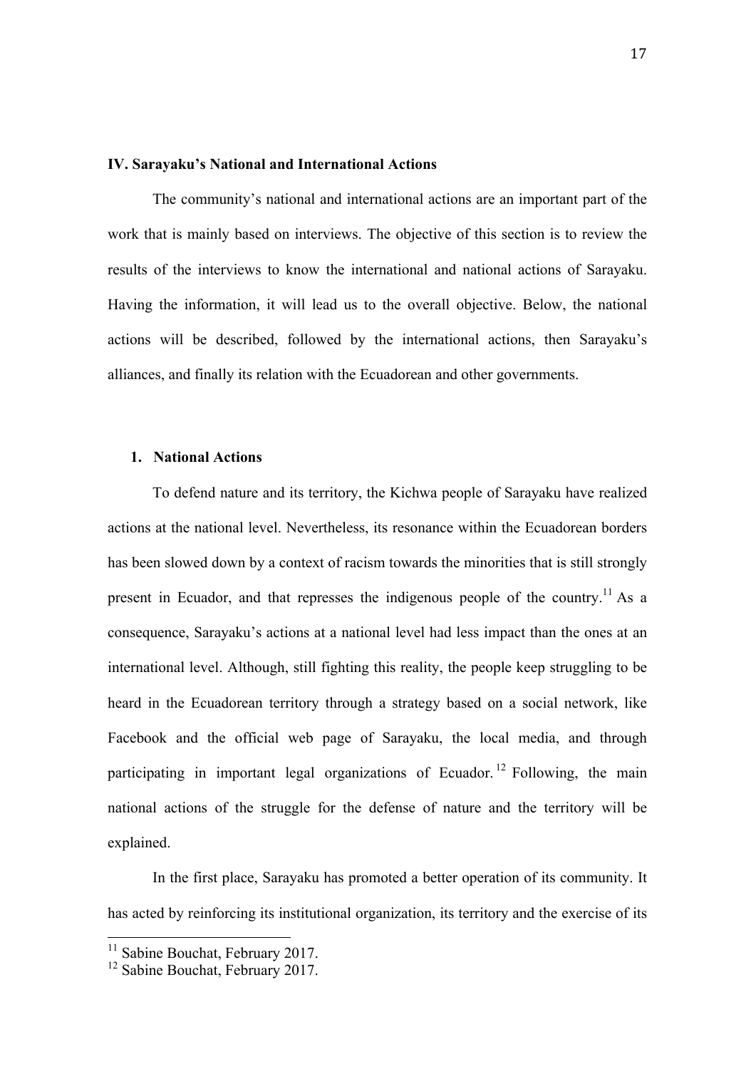## IV. Sarayaku's National and International Actions

The community's national and international actions are an important part of the work that is mainly based on interviews. The objective of this section is to review the results of the interviews to know the international and national actions of Sarayaku. Having the information, it will lead us to the overall objective. Below, the national actions will be described, followed by the international actions, then Sarayaku's alliances, and finally its relation with the Ecuadorean and other governments.

### 1. National Actions

To defend nature and its territory, the Kichwa people of Sarayaku have realized actions at the national level. Nevertheless, its resonance within the Ecuadorean borders has been slowed down by a context of racism towards the minorities that is still strongly present in Ecuador, and that represses the indigenous people of the country.[11] As a consequence, Sarayaku's actions at a national level had less impact than the ones at an international level. Although, still fighting this reality, the people keep struggling to be heard in the Ecuadorean territory through a strategy based on a social network, like Facebook and the official web page of Sarayaku, the local media, and through participating in important legal organizations of Ecuador.[12] Following, the main national actions of the struggle for the defense of nature and the territory will be explained.

In the first place, Sarayaku has promoted a better operation of its community. It has acted by reinforcing its institutional organization, its territory and the exercise of its

[11] Sabine Bouchat, February 2017.
[12] Sabine Bouchat, February 2017.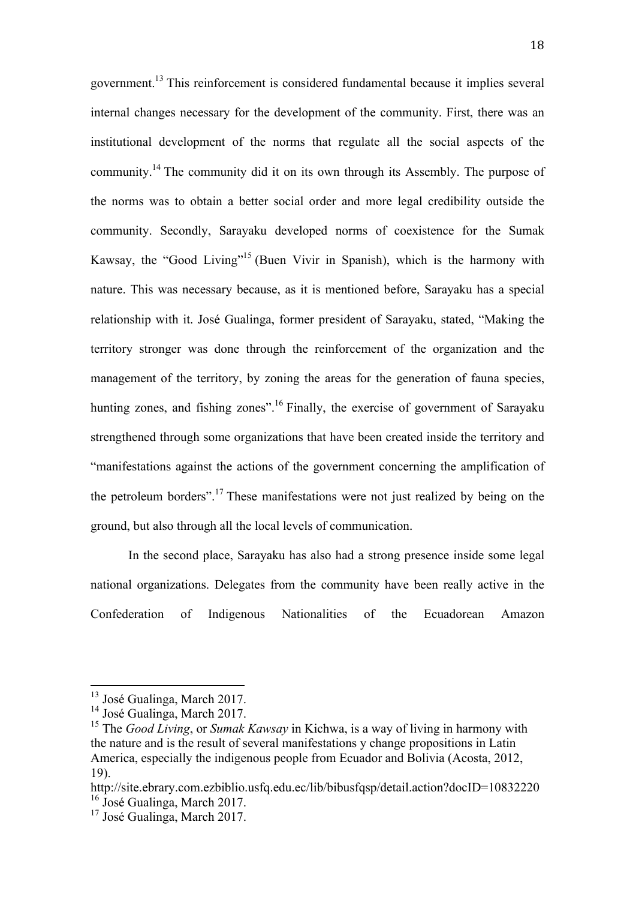government.[13] This reinforcement is considered fundamental because it implies several internal changes necessary for the development of the community. First, there was an institutional development of the norms that regulate all the social aspects of the community.[14] The community did it on its own through its Assembly. The purpose of the norms was to obtain a better social order and more legal credibility outside the community. Secondly, Sarayaku developed norms of coexistence for the Sumak Kawsay, the "Good Living"[15] (Buen Vivir in Spanish), which is the harmony with nature. This was necessary because, as it is mentioned before, Sarayaku has a special relationship with it. José Gualinga, former president of Sarayaku, stated, "Making the territory stronger was done through the reinforcement of the organization and the management of the territory, by zoning the areas for the generation of fauna species, hunting zones, and fishing zones".[16] Finally, the exercise of government of Sarayaku strengthened through some organizations that have been created inside the territory and "manifestations against the actions of the government concerning the amplification of the petroleum borders".[17] These manifestations were not just realized by being on the ground, but also through all the local levels of communication.

In the second place, Sarayaku has also had a strong presence inside some legal national organizations. Delegates from the community have been really active in the Confederation of Indigenous Nationalities of the Ecuadorean Amazon

---

[13] José Gualinga, March 2017.

[14] José Gualinga, March 2017.

[15] The *Good Living*, or *Sumak Kawsay* in Kichwa, is a way of living in harmony with the nature and is the result of several manifestations y change propositions in Latin America, especially the indigenous people from Ecuador and Bolivia (Acosta, 2012, 19).
http://site.ebrary.com.ezbiblio.usfq.edu.ec/lib/bibusfqsp/detail.action?docID=10832220

[16] José Gualinga, March 2017.

[17] José Gualinga, March 2017.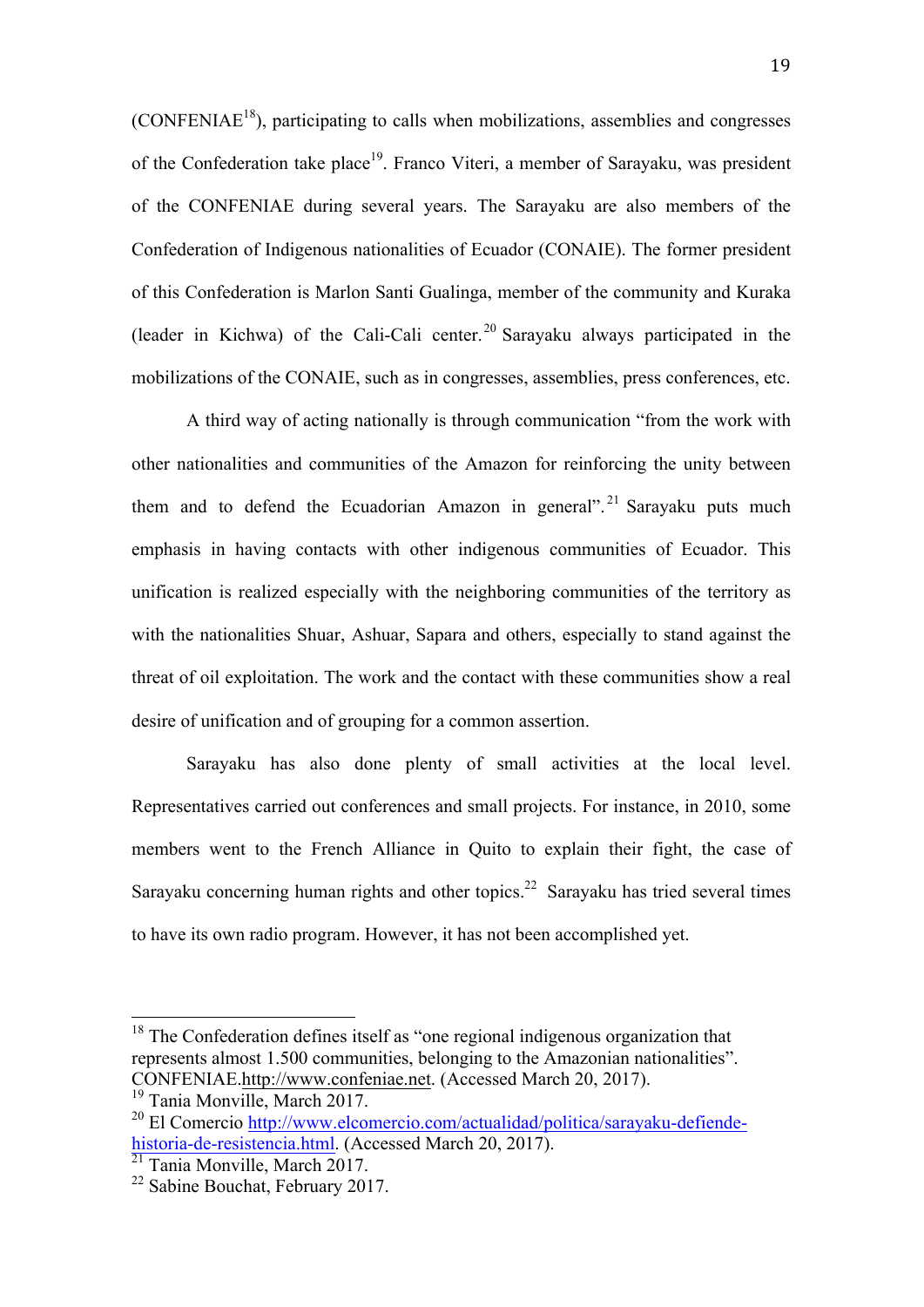(CONFENIAE[18]), participating to calls when mobilizations, assemblies and congresses of the Confederation take place[19]. Franco Viteri, a member of Sarayaku, was president of the CONFENIAE during several years. The Sarayaku are also members of the Confederation of Indigenous nationalities of Ecuador (CONAIE). The former president of this Confederation is Marlon Santi Gualinga, member of the community and Kuraka (leader in Kichwa) of the Cali-Cali center.[20] Sarayaku always participated in the mobilizations of the CONAIE, such as in congresses, assemblies, press conferences, etc.

A third way of acting nationally is through communication "from the work with other nationalities and communities of the Amazon for reinforcing the unity between them and to defend the Ecuadorian Amazon in general".[21] Sarayaku puts much emphasis in having contacts with other indigenous communities of Ecuador. This unification is realized especially with the neighboring communities of the territory as with the nationalities Shuar, Ashuar, Sapara and others, especially to stand against the threat of oil exploitation. The work and the contact with these communities show a real desire of unification and of grouping for a common assertion.

Sarayaku has also done plenty of small activities at the local level. Representatives carried out conferences and small projects. For instance, in 2010, some members went to the French Alliance in Quito to explain their fight, the case of Sarayaku concerning human rights and other topics.[22] Sarayaku has tried several times to have its own radio program. However, it has not been accomplished yet.

---

[18] The Confederation defines itself as "one regional indigenous organization that represents almost 1.500 communities, belonging to the Amazonian nationalities". CONFENIAE.http://www.confeniae.net. (Accessed March 20, 2017).

[19] Tania Monville, March 2017.

[20] El Comercio http://www.elcomercio.com/actualidad/politica/sarayaku-defiende-historia-de-resistencia.html. (Accessed March 20, 2017).

[21] Tania Monville, March 2017.

[22] Sabine Bouchat, February 2017.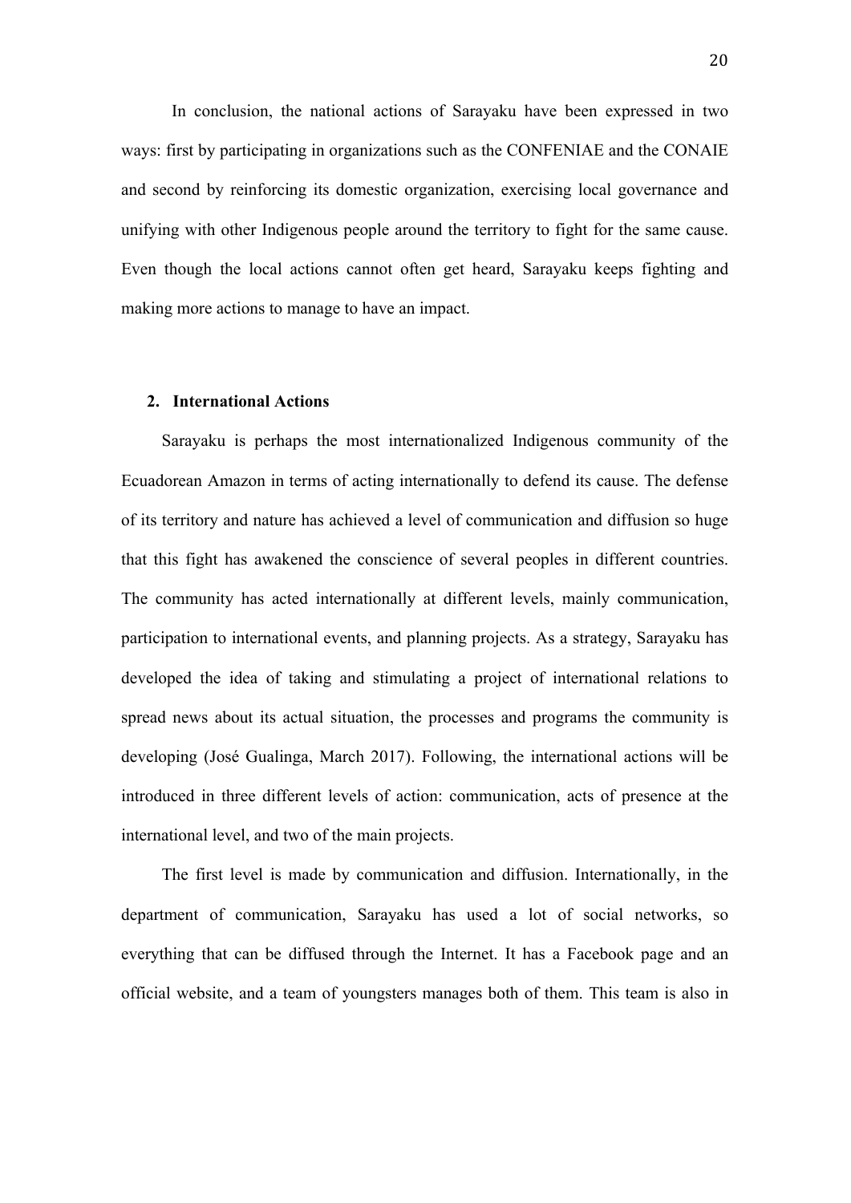In conclusion, the national actions of Sarayaku have been expressed in two ways: first by participating in organizations such as the CONFENIAE and the CONAIE and second by reinforcing its domestic organization, exercising local governance and unifying with other Indigenous people around the territory to fight for the same cause. Even though the local actions cannot often get heard, Sarayaku keeps fighting and making more actions to manage to have an impact.

## 2. International Actions

Sarayaku is perhaps the most internationalized Indigenous community of the Ecuadorean Amazon in terms of acting internationally to defend its cause. The defense of its territory and nature has achieved a level of communication and diffusion so huge that this fight has awakened the conscience of several peoples in different countries. The community has acted internationally at different levels, mainly communication, participation to international events, and planning projects. As a strategy, Sarayaku has developed the idea of taking and stimulating a project of international relations to spread news about its actual situation, the processes and programs the community is developing (José Gualinga, March 2017). Following, the international actions will be introduced in three different levels of action: communication, acts of presence at the international level, and two of the main projects.

The first level is made by communication and diffusion. Internationally, in the department of communication, Sarayaku has used a lot of social networks, so everything that can be diffused through the Internet. It has a Facebook page and an official website, and a team of youngsters manages both of them. This team is also in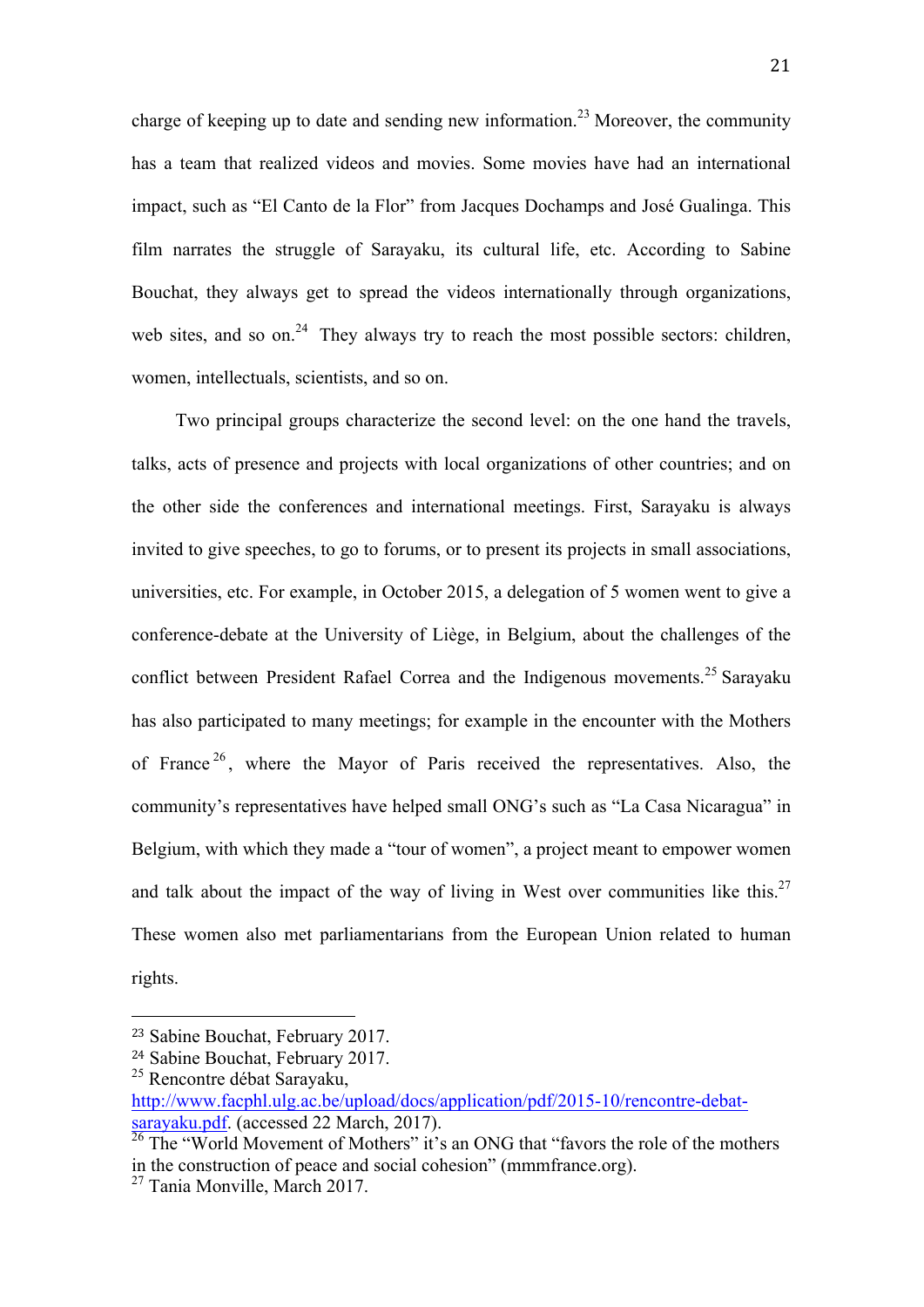charge of keeping up to date and sending new information.[23] Moreover, the community has a team that realized videos and movies. Some movies have had an international impact, such as "El Canto de la Flor" from Jacques Dochamps and José Gualinga. This film narrates the struggle of Sarayaku, its cultural life, etc. According to Sabine Bouchat, they always get to spread the videos internationally through organizations, web sites, and so on.[24] They always try to reach the most possible sectors: children, women, intellectuals, scientists, and so on.

Two principal groups characterize the second level: on the one hand the travels, talks, acts of presence and projects with local organizations of other countries; and on the other side the conferences and international meetings. First, Sarayaku is always invited to give speeches, to go to forums, or to present its projects in small associations, universities, etc. For example, in October 2015, a delegation of 5 women went to give a conference-debate at the University of Liège, in Belgium, about the challenges of the conflict between President Rafael Correa and the Indigenous movements.[25] Sarayaku has also participated to many meetings; for example in the encounter with the Mothers of France[26], where the Mayor of Paris received the representatives. Also, the community's representatives have helped small ONG's such as "La Casa Nicaragua" in Belgium, with which they made a "tour of women", a project meant to empower women and talk about the impact of the way of living in West over communities like this.[27] These women also met parliamentarians from the European Union related to human rights.

---

[23] Sabine Bouchat, February 2017.

[24] Sabine Bouchat, February 2017.

[25] Rencontre débat Sarayaku, http://www.facphl.ulg.ac.be/upload/docs/application/pdf/2015-10/rencontre-debat-sarayaku.pdf. (accessed 22 March, 2017).

[26] The "World Movement of Mothers" it's an ONG that "favors the role of the mothers in the construction of peace and social cohesion" (mmmfrance.org).

[27] Tania Monville, March 2017.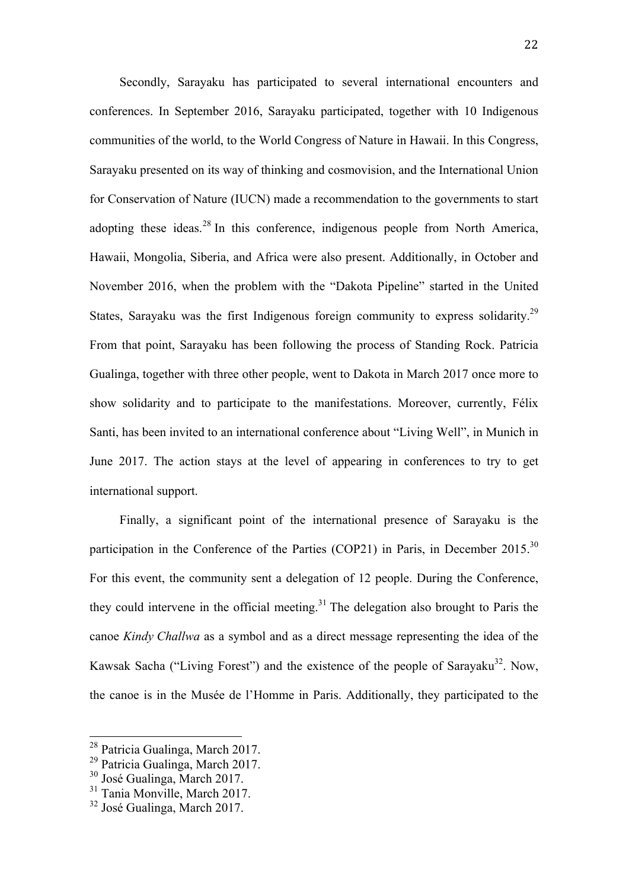Secondly, Sarayaku has participated to several international encounters and conferences. In September 2016, Sarayaku participated, together with 10 Indigenous communities of the world, to the World Congress of Nature in Hawaii. In this Congress, Sarayaku presented on its way of thinking and cosmovision, and the International Union for Conservation of Nature (IUCN) made a recommendation to the governments to start adopting these ideas.[28] In this conference, indigenous people from North America, Hawaii, Mongolia, Siberia, and Africa were also present. Additionally, in October and November 2016, when the problem with the "Dakota Pipeline" started in the United States, Sarayaku was the first Indigenous foreign community to express solidarity.[29] From that point, Sarayaku has been following the process of Standing Rock. Patricia Gualinga, together with three other people, went to Dakota in March 2017 once more to show solidarity and to participate to the manifestations. Moreover, currently, Félix Santi, has been invited to an international conference about "Living Well", in Munich in June 2017. The action stays at the level of appearing in conferences to try to get international support.

Finally, a significant point of the international presence of Sarayaku is the participation in the Conference of the Parties (COP21) in Paris, in December 2015.[30] For this event, the community sent a delegation of 12 people. During the Conference, they could intervene in the official meeting.[31] The delegation also brought to Paris the canoe *Kindy Challwa* as a symbol and as a direct message representing the idea of the Kawsak Sacha ("Living Forest") and the existence of the people of Sarayaku[32]. Now, the canoe is in the Musée de l'Homme in Paris. Additionally, they participated to the

---

[28] Patricia Gualinga, March 2017.
[29] Patricia Gualinga, March 2017.
[30] José Gualinga, March 2017.
[31] Tania Monville, March 2017.
[32] José Gualinga, March 2017.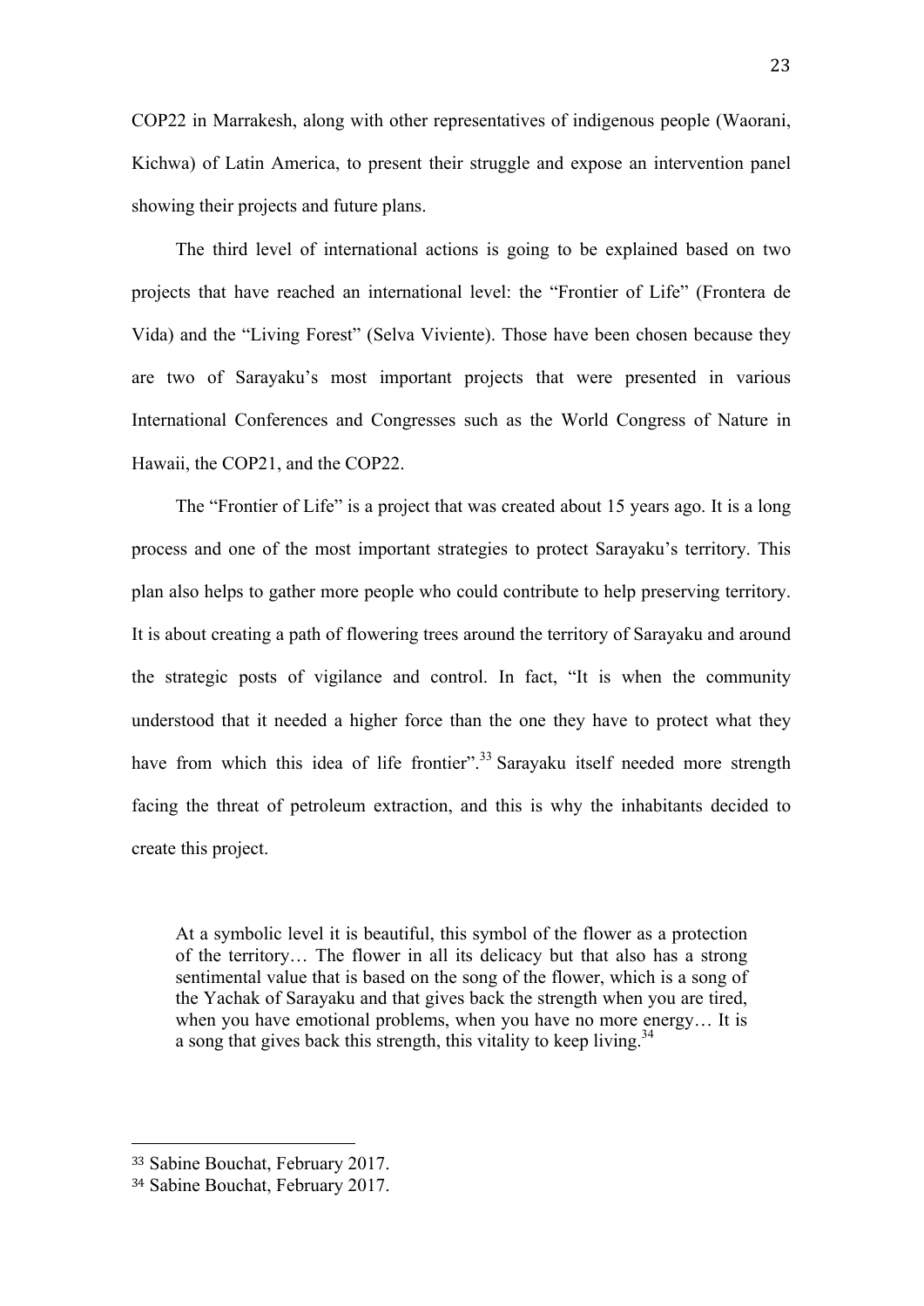COP22 in Marrakesh, along with other representatives of indigenous people (Waorani, Kichwa) of Latin America, to present their struggle and expose an intervention panel showing their projects and future plans.

The third level of international actions is going to be explained based on two projects that have reached an international level: the "Frontier of Life" (Frontera de Vida) and the "Living Forest" (Selva Viviente). Those have been chosen because they are two of Sarayaku's most important projects that were presented in various International Conferences and Congresses such as the World Congress of Nature in Hawaii, the COP21, and the COP22.

The "Frontier of Life" is a project that was created about 15 years ago. It is a long process and one of the most important strategies to protect Sarayaku's territory. This plan also helps to gather more people who could contribute to help preserving territory. It is about creating a path of flowering trees around the territory of Sarayaku and around the strategic posts of vigilance and control. In fact, "It is when the community understood that it needed a higher force than the one they have to protect what they have from which this idea of life frontier".[33] Sarayaku itself needed more strength facing the threat of petroleum extraction, and this is why the inhabitants decided to create this project.

> At a symbolic level it is beautiful, this symbol of the flower as a protection of the territory… The flower in all its delicacy but that also has a strong sentimental value that is based on the song of the flower, which is a song of the Yachak of Sarayaku and that gives back the strength when you are tired, when you have emotional problems, when you have no more energy… It is a song that gives back this strength, this vitality to keep living.[34]

---

[33] Sabine Bouchat, February 2017.

[34] Sabine Bouchat, February 2017.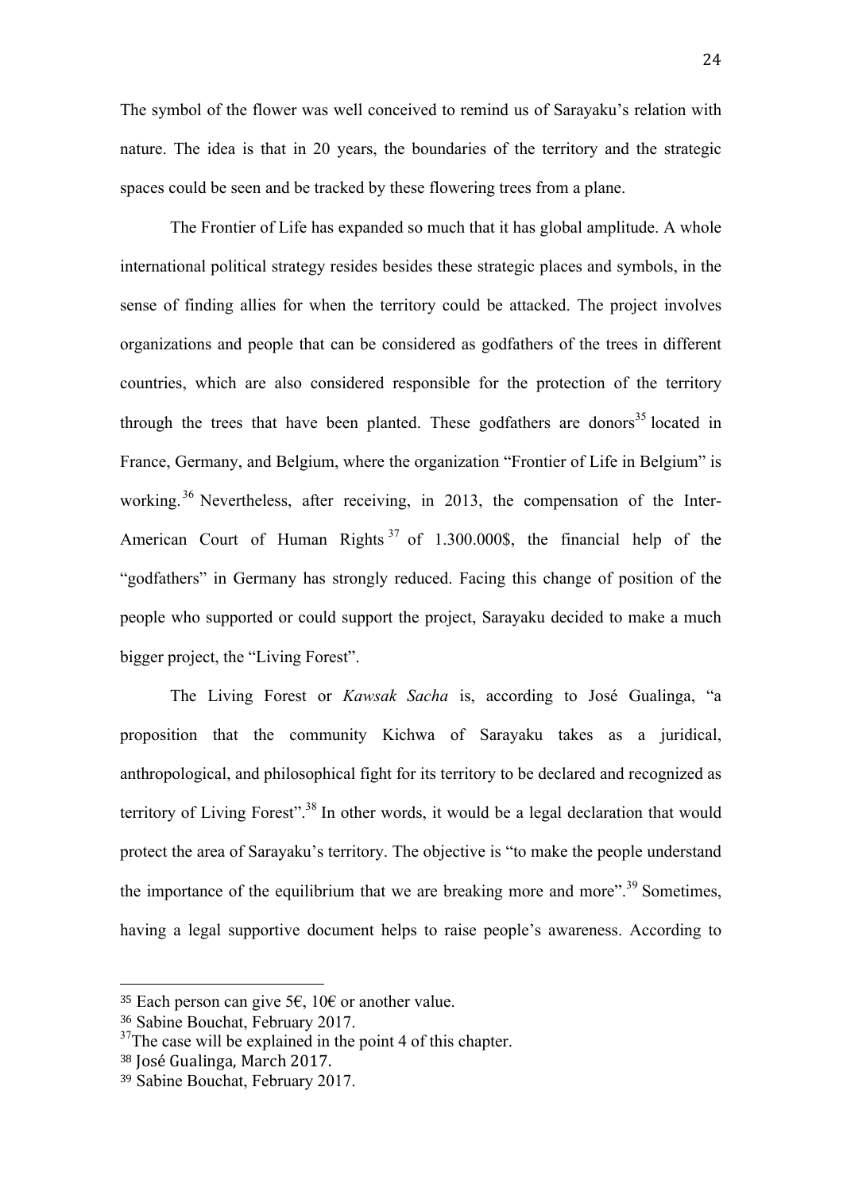The symbol of the flower was well conceived to remind us of Sarayaku's relation with nature. The idea is that in 20 years, the boundaries of the territory and the strategic spaces could be seen and be tracked by these flowering trees from a plane.

The Frontier of Life has expanded so much that it has global amplitude. A whole international political strategy resides besides these strategic places and symbols, in the sense of finding allies for when the territory could be attacked. The project involves organizations and people that can be considered as godfathers of the trees in different countries, which are also considered responsible for the protection of the territory through the trees that have been planted. These godfathers are donors[35] located in France, Germany, and Belgium, where the organization "Frontier of Life in Belgium" is working.[36] Nevertheless, after receiving, in 2013, the compensation of the Inter-American Court of Human Rights[37] of 1.300.000$, the financial help of the "godfathers" in Germany has strongly reduced. Facing this change of position of the people who supported or could support the project, Sarayaku decided to make a much bigger project, the "Living Forest".

The Living Forest or *Kawsak Sacha* is, according to José Gualinga, "a proposition that the community Kichwa of Sarayaku takes as a juridical, anthropological, and philosophical fight for its territory to be declared and recognized as territory of Living Forest".[38] In other words, it would be a legal declaration that would protect the area of Sarayaku's territory. The objective is "to make the people understand the importance of the equilibrium that we are breaking more and more".[39] Sometimes, having a legal supportive document helps to raise people's awareness. According to

---

[35] Each person can give 5€, 10€ or another value.

[36] Sabine Bouchat, February 2017.

[37] The case will be explained in the point 4 of this chapter.

[38] José Gualinga, March 2017.

[39] Sabine Bouchat, February 2017.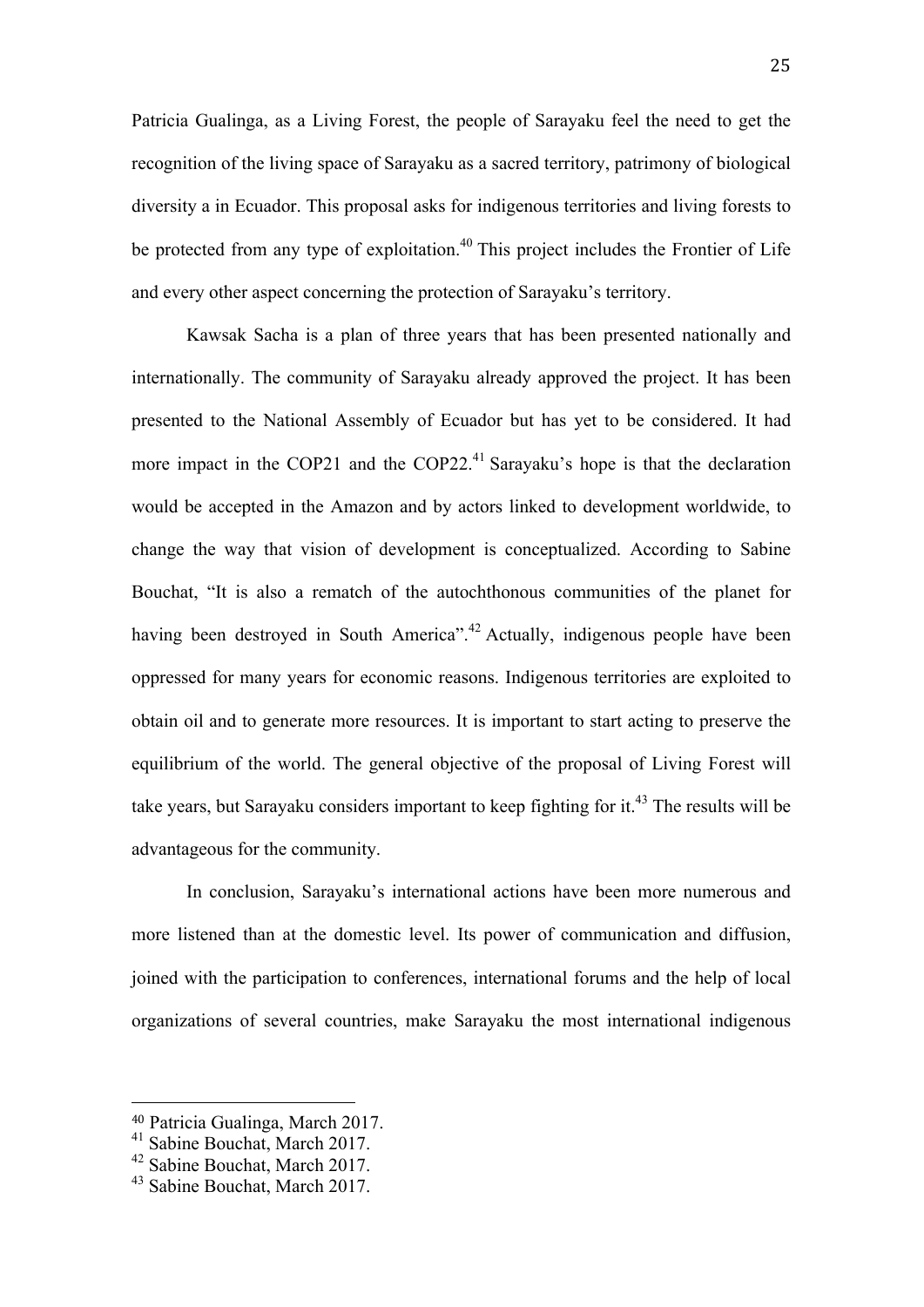Patricia Gualinga, as a Living Forest, the people of Sarayaku feel the need to get the recognition of the living space of Sarayaku as a sacred territory, patrimony of biological diversity a in Ecuador. This proposal asks for indigenous territories and living forests to be protected from any type of exploitation.[40] This project includes the Frontier of Life and every other aspect concerning the protection of Sarayaku's territory.

Kawsak Sacha is a plan of three years that has been presented nationally and internationally. The community of Sarayaku already approved the project. It has been presented to the National Assembly of Ecuador but has yet to be considered. It had more impact in the COP21 and the COP22.[41] Sarayaku's hope is that the declaration would be accepted in the Amazon and by actors linked to development worldwide, to change the way that vision of development is conceptualized. According to Sabine Bouchat, "It is also a rematch of the autochthonous communities of the planet for having been destroyed in South America".[42] Actually, indigenous people have been oppressed for many years for economic reasons. Indigenous territories are exploited to obtain oil and to generate more resources. It is important to start acting to preserve the equilibrium of the world. The general objective of the proposal of Living Forest will take years, but Sarayaku considers important to keep fighting for it.[43] The results will be advantageous for the community.

In conclusion, Sarayaku's international actions have been more numerous and more listened than at the domestic level. Its power of communication and diffusion, joined with the participation to conferences, international forums and the help of local organizations of several countries, make Sarayaku the most international indigenous

---

[40] Patricia Gualinga, March 2017.

[41] Sabine Bouchat, March 2017.

[42] Sabine Bouchat, March 2017.

[43] Sabine Bouchat, March 2017.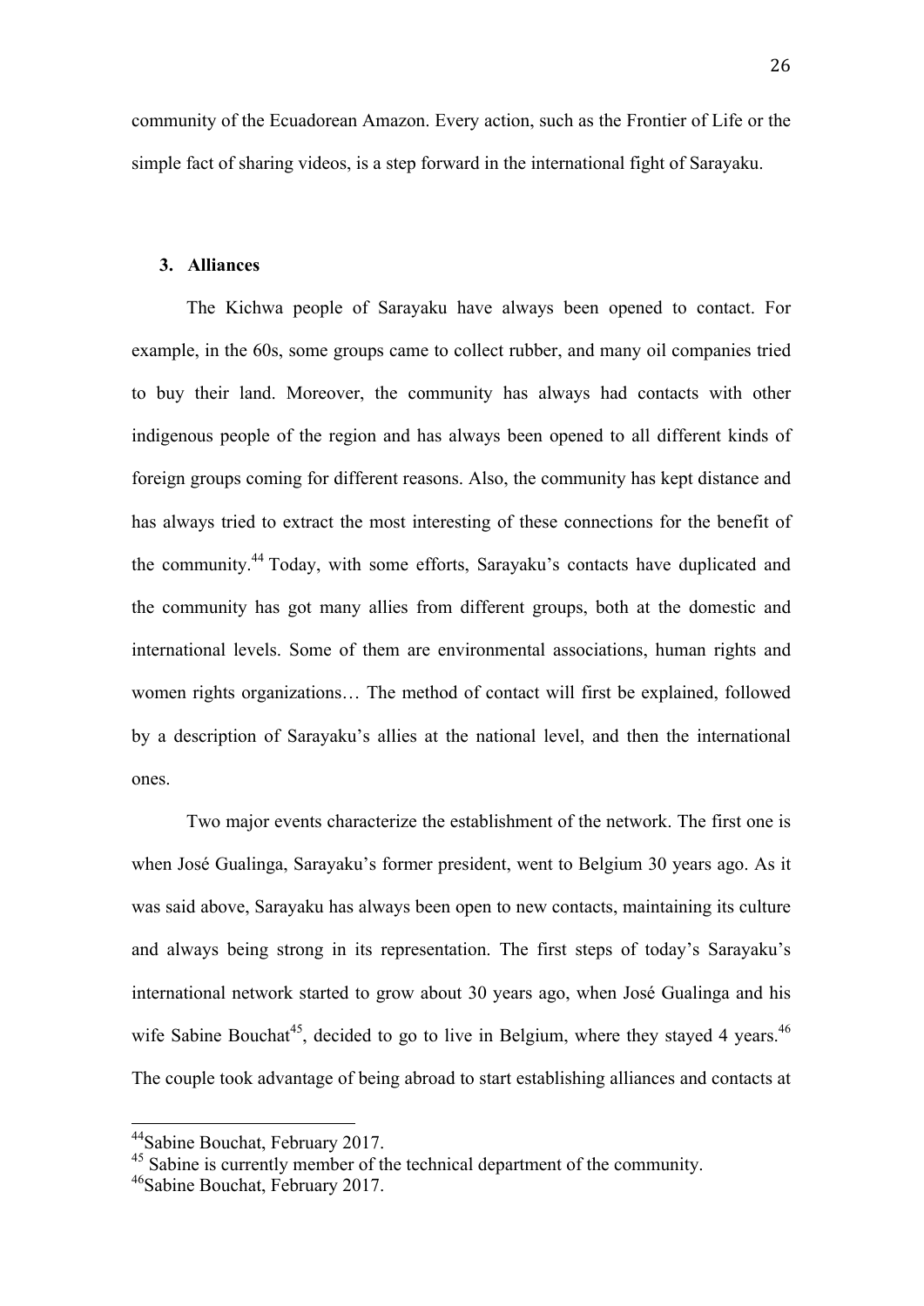community of the Ecuadorean Amazon. Every action, such as the Frontier of Life or the simple fact of sharing videos, is a step forward in the international fight of Sarayaku.

### 3. Alliances

The Kichwa people of Sarayaku have always been opened to contact. For example, in the 60s, some groups came to collect rubber, and many oil companies tried to buy their land. Moreover, the community has always had contacts with other indigenous people of the region and has always been opened to all different kinds of foreign groups coming for different reasons. Also, the community has kept distance and has always tried to extract the most interesting of these connections for the benefit of the community.[44] Today, with some efforts, Sarayaku's contacts have duplicated and the community has got many allies from different groups, both at the domestic and international levels. Some of them are environmental associations, human rights and women rights organizations… The method of contact will first be explained, followed by a description of Sarayaku's allies at the national level, and then the international ones.

Two major events characterize the establishment of the network. The first one is when José Gualinga, Sarayaku's former president, went to Belgium 30 years ago. As it was said above, Sarayaku has always been open to new contacts, maintaining its culture and always being strong in its representation. The first steps of today's Sarayaku's international network started to grow about 30 years ago, when José Gualinga and his wife Sabine Bouchat[45], decided to go to live in Belgium, where they stayed 4 years.[46] The couple took advantage of being abroad to start establishing alliances and contacts at

---

[44] Sabine Bouchat, February 2017.

[45] Sabine is currently member of the technical department of the community.

[46] Sabine Bouchat, February 2017.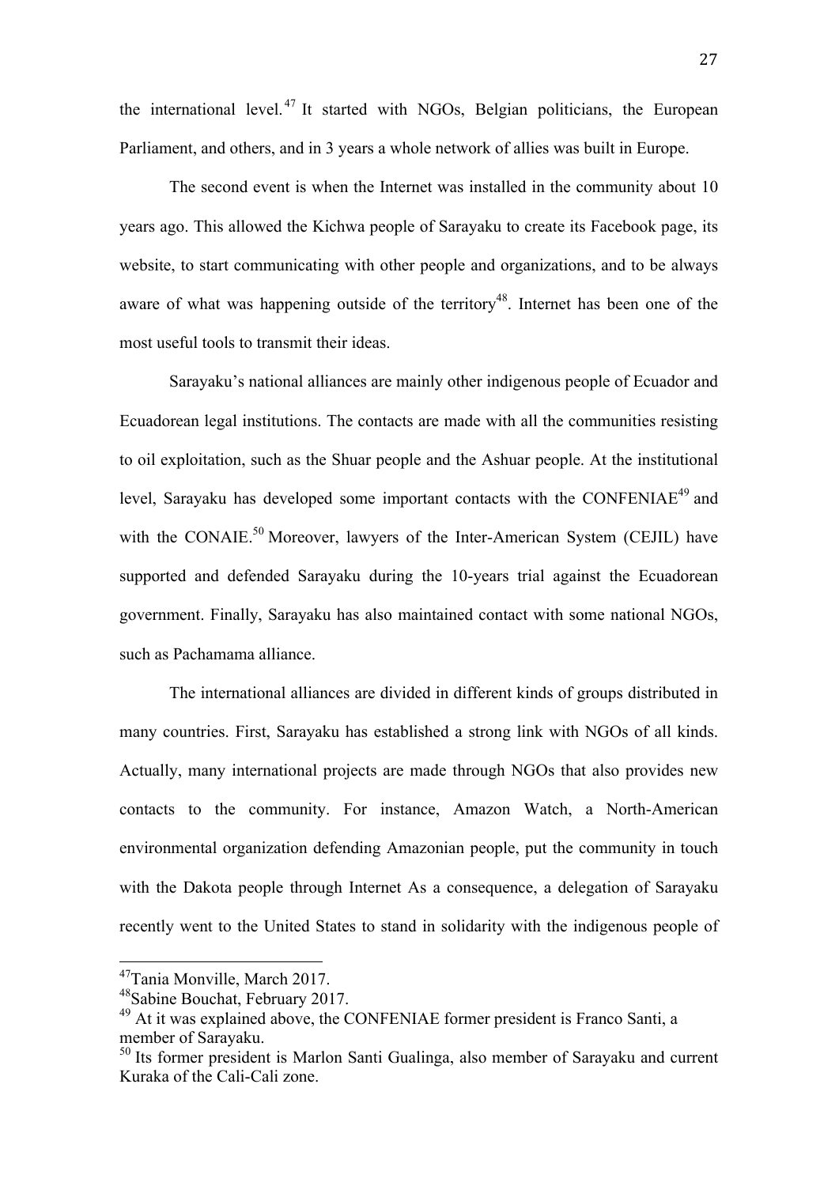the international level.[47] It started with NGOs, Belgian politicians, the European Parliament, and others, and in 3 years a whole network of allies was built in Europe.

The second event is when the Internet was installed in the community about 10 years ago. This allowed the Kichwa people of Sarayaku to create its Facebook page, its website, to start communicating with other people and organizations, and to be always aware of what was happening outside of the territory[48]. Internet has been one of the most useful tools to transmit their ideas.

Sarayaku's national alliances are mainly other indigenous people of Ecuador and Ecuadorean legal institutions. The contacts are made with all the communities resisting to oil exploitation, such as the Shuar people and the Ashuar people. At the institutional level, Sarayaku has developed some important contacts with the CONFENIAE[49] and with the CONAIE.[50] Moreover, lawyers of the Inter-American System (CEJIL) have supported and defended Sarayaku during the 10-years trial against the Ecuadorean government. Finally, Sarayaku has also maintained contact with some national NGOs, such as Pachamama alliance.

The international alliances are divided in different kinds of groups distributed in many countries. First, Sarayaku has established a strong link with NGOs of all kinds. Actually, many international projects are made through NGOs that also provides new contacts to the community. For instance, Amazon Watch, a North-American environmental organization defending Amazonian people, put the community in touch with the Dakota people through Internet As a consequence, a delegation of Sarayaku recently went to the United States to stand in solidarity with the indigenous people of

---

[47] Tania Monville, March 2017.

[48] Sabine Bouchat, February 2017.

[49] At it was explained above, the CONFENIAE former president is Franco Santi, a member of Sarayaku.

[50] Its former president is Marlon Santi Gualinga, also member of Sarayaku and current Kuraka of the Cali-Cali zone.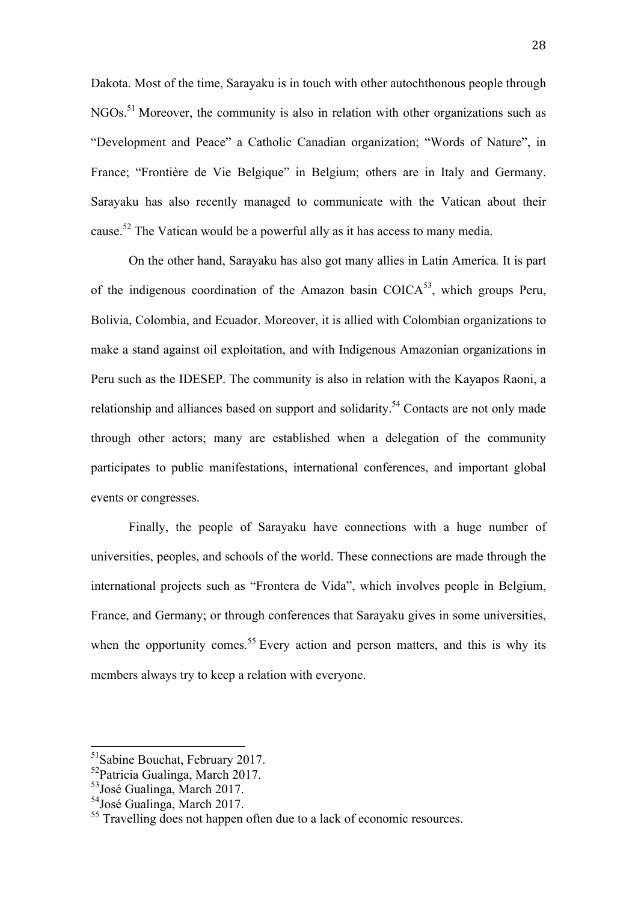Dakota. Most of the time, Sarayaku is in touch with other autochthonous people through NGOs.[51] Moreover, the community is also in relation with other organizations such as "Development and Peace" a Catholic Canadian organization; "Words of Nature", in France; "Frontière de Vie Belgique" in Belgium; others are in Italy and Germany. Sarayaku has also recently managed to communicate with the Vatican about their cause.[52] The Vatican would be a powerful ally as it has access to many media.

On the other hand, Sarayaku has also got many allies in Latin America. It is part of the indigenous coordination of the Amazon basin COICA[53], which groups Peru, Bolivia, Colombia, and Ecuador. Moreover, it is allied with Colombian organizations to make a stand against oil exploitation, and with Indigenous Amazonian organizations in Peru such as the IDESEP. The community is also in relation with the Kayapos Raoni, a relationship and alliances based on support and solidarity.[54] Contacts are not only made through other actors; many are established when a delegation of the community participates to public manifestations, international conferences, and important global events or congresses.

Finally, the people of Sarayaku have connections with a huge number of universities, peoples, and schools of the world. These connections are made through the international projects such as "Frontera de Vida", which involves people in Belgium, France, and Germany; or through conferences that Sarayaku gives in some universities, when the opportunity comes.[55] Every action and person matters, and this is why its members always try to keep a relation with everyone.

---

[51] Sabine Bouchat, February 2017.
[52] Patricia Gualinga, March 2017.
[53] José Gualinga, March 2017.
[54] José Gualinga, March 2017.
[55] Travelling does not happen often due to a lack of economic resources.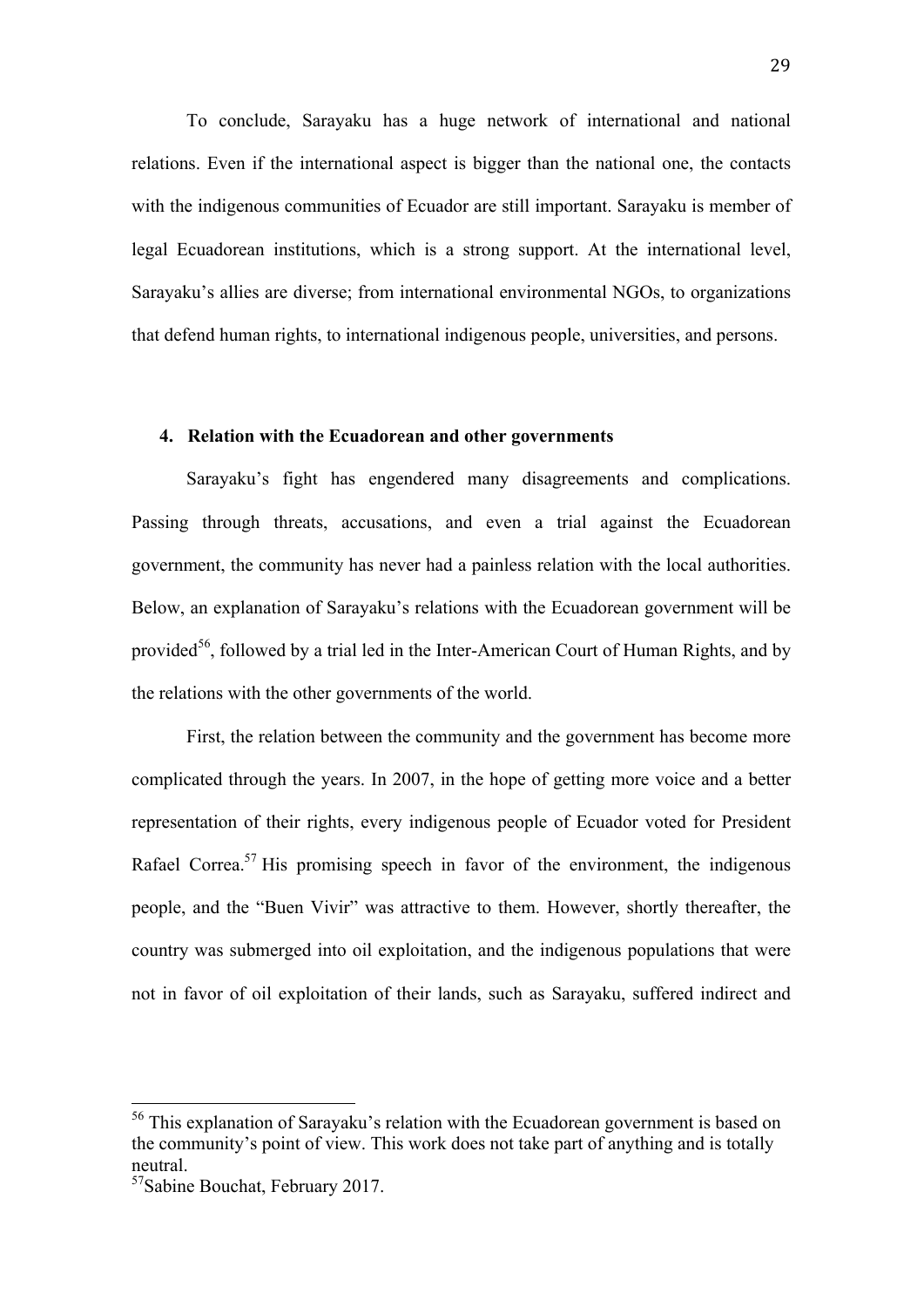To conclude, Sarayaku has a huge network of international and national relations. Even if the international aspect is bigger than the national one, the contacts with the indigenous communities of Ecuador are still important. Sarayaku is member of legal Ecuadorean institutions, which is a strong support. At the international level, Sarayaku's allies are diverse; from international environmental NGOs, to organizations that defend human rights, to international indigenous people, universities, and persons.

## 4. Relation with the Ecuadorean and other governments

Sarayaku's fight has engendered many disagreements and complications. Passing through threats, accusations, and even a trial against the Ecuadorean government, the community has never had a painless relation with the local authorities. Below, an explanation of Sarayaku's relations with the Ecuadorean government will be provided[56], followed by a trial led in the Inter-American Court of Human Rights, and by the relations with the other governments of the world.

First, the relation between the community and the government has become more complicated through the years. In 2007, in the hope of getting more voice and a better representation of their rights, every indigenous people of Ecuador voted for President Rafael Correa.[57] His promising speech in favor of the environment, the indigenous people, and the "Buen Vivir" was attractive to them. However, shortly thereafter, the country was submerged into oil exploitation, and the indigenous populations that were not in favor of oil exploitation of their lands, such as Sarayaku, suffered indirect and

---

[56] This explanation of Sarayaku's relation with the Ecuadorean government is based on the community's point of view. This work does not take part of anything and is totally neutral.

[57] Sabine Bouchat, February 2017.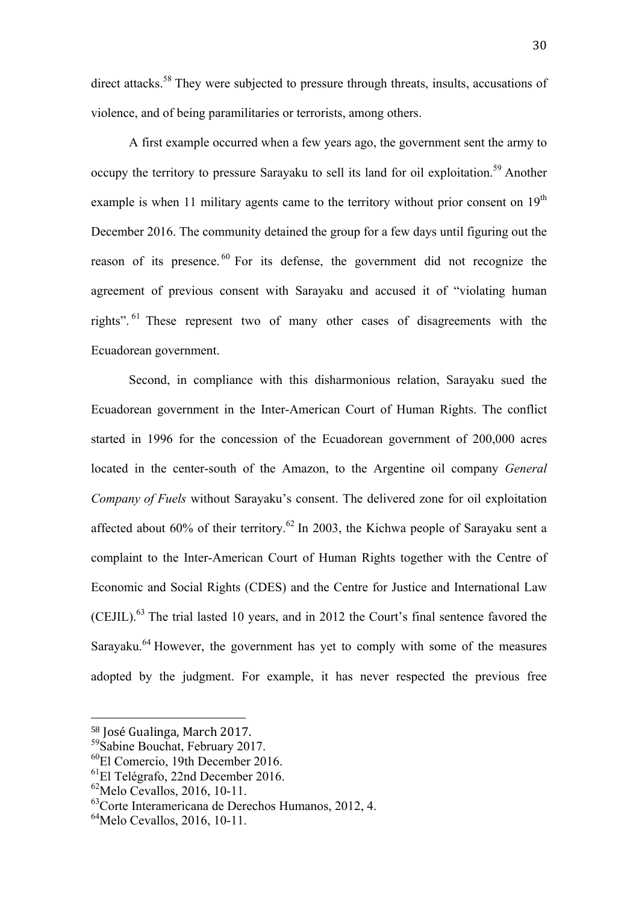direct attacks.[58] They were subjected to pressure through threats, insults, accusations of violence, and of being paramilitaries or terrorists, among others.

A first example occurred when a few years ago, the government sent the army to occupy the territory to pressure Sarayaku to sell its land for oil exploitation.[59] Another example is when 11 military agents came to the territory without prior consent on 19th December 2016. The community detained the group for a few days until figuring out the reason of its presence.[60] For its defense, the government did not recognize the agreement of previous consent with Sarayaku and accused it of "violating human rights".[61] These represent two of many other cases of disagreements with the Ecuadorean government.

Second, in compliance with this disharmonious relation, Sarayaku sued the Ecuadorean government in the Inter-American Court of Human Rights. The conflict started in 1996 for the concession of the Ecuadorean government of 200,000 acres located in the center-south of the Amazon, to the Argentine oil company *General Company of Fuels* without Sarayaku's consent. The delivered zone for oil exploitation affected about 60% of their territory.[62] In 2003, the Kichwa people of Sarayaku sent a complaint to the Inter-American Court of Human Rights together with the Centre of Economic and Social Rights (CDES) and the Centre for Justice and International Law (CEJIL).[63] The trial lasted 10 years, and in 2012 the Court's final sentence favored the Sarayaku.[64] However, the government has yet to comply with some of the measures adopted by the judgment. For example, it has never respected the previous free

---

[58] José Gualinga, March 2017.
[59] Sabine Bouchat, February 2017.
[60] El Comercio, 19th December 2016.
[61] El Telégrafo, 22nd December 2016.
[62] Melo Cevallos, 2016, 10-11.
[63] Corte Interamericana de Derechos Humanos, 2012, 4.
[64] Melo Cevallos, 2016, 10-11.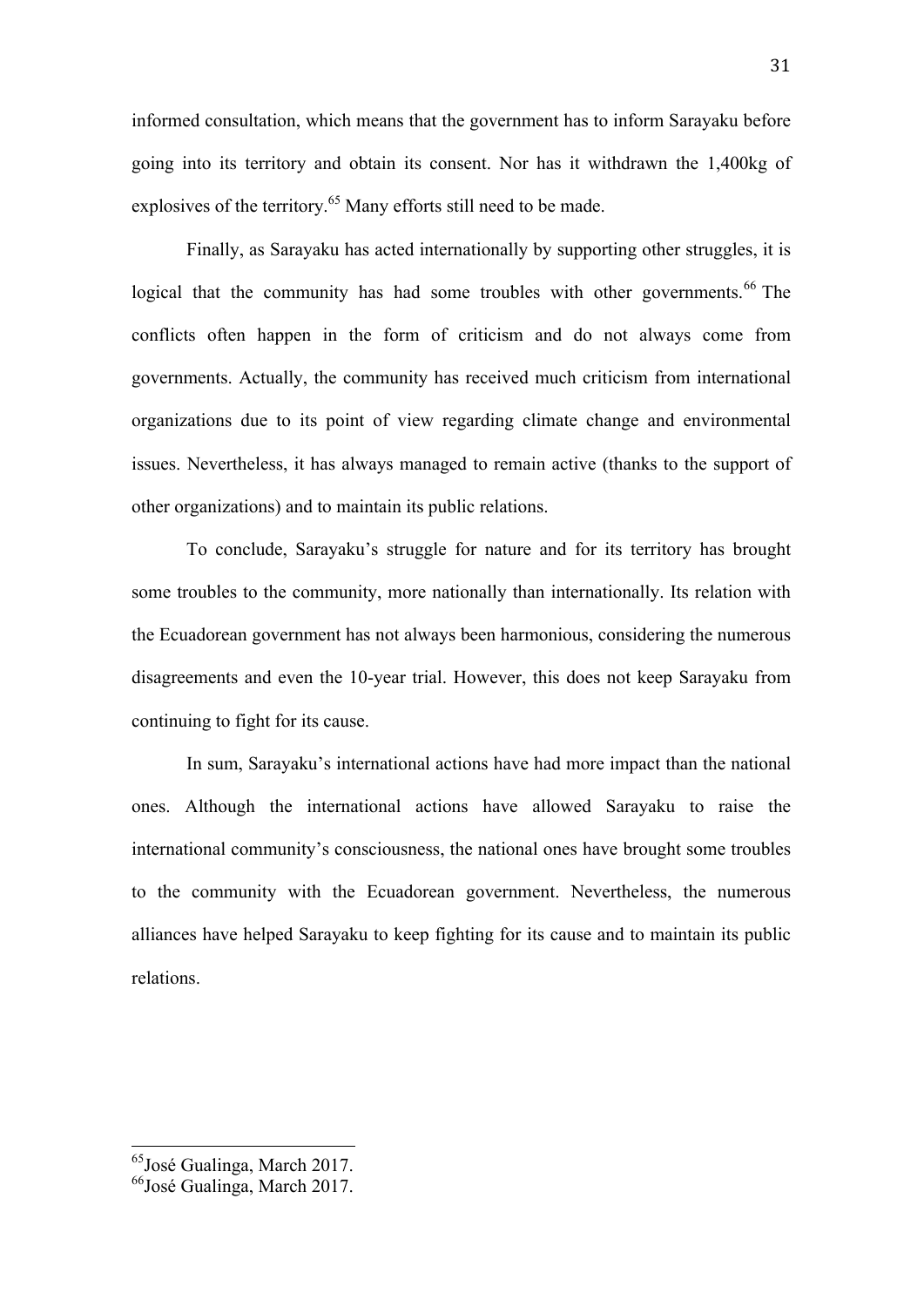informed consultation, which means that the government has to inform Sarayaku before going into its territory and obtain its consent. Nor has it withdrawn the 1,400kg of explosives of the territory.[65] Many efforts still need to be made.

Finally, as Sarayaku has acted internationally by supporting other struggles, it is logical that the community has had some troubles with other governments.[66] The conflicts often happen in the form of criticism and do not always come from governments. Actually, the community has received much criticism from international organizations due to its point of view regarding climate change and environmental issues. Nevertheless, it has always managed to remain active (thanks to the support of other organizations) and to maintain its public relations.

To conclude, Sarayaku's struggle for nature and for its territory has brought some troubles to the community, more nationally than internationally. Its relation with the Ecuadorean government has not always been harmonious, considering the numerous disagreements and even the 10-year trial. However, this does not keep Sarayaku from continuing to fight for its cause.

In sum, Sarayaku's international actions have had more impact than the national ones. Although the international actions have allowed Sarayaku to raise the international community's consciousness, the national ones have brought some troubles to the community with the Ecuadorean government. Nevertheless, the numerous alliances have helped Sarayaku to keep fighting for its cause and to maintain its public relations.

---

[65] José Gualinga, March 2017.

[66] José Gualinga, March 2017.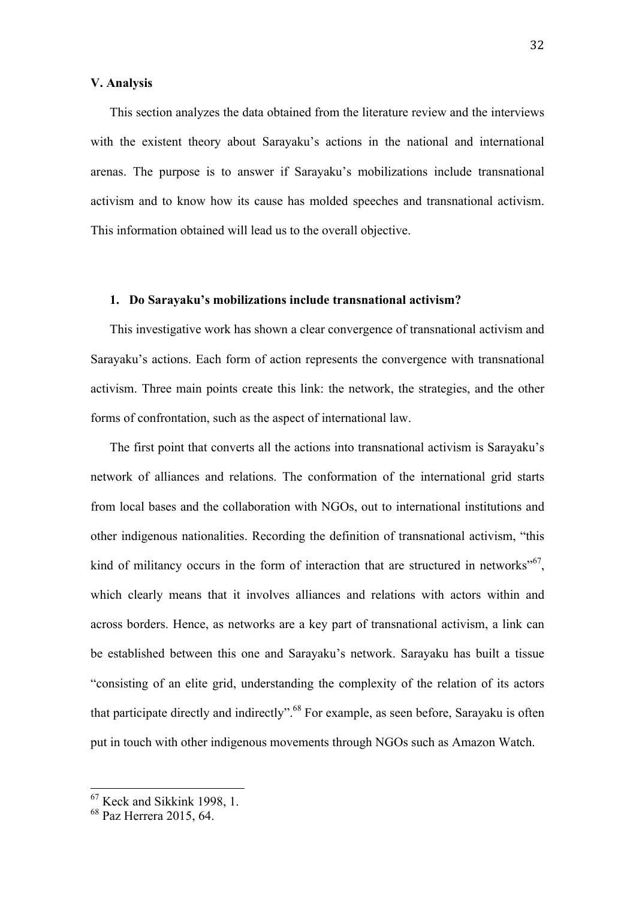## V. Analysis

This section analyzes the data obtained from the literature review and the interviews with the existent theory about Sarayaku's actions in the national and international arenas. The purpose is to answer if Sarayaku's mobilizations include transnational activism and to know how its cause has molded speeches and transnational activism. This information obtained will lead us to the overall objective.

### 1. Do Sarayaku's mobilizations include transnational activism?

This investigative work has shown a clear convergence of transnational activism and Sarayaku's actions. Each form of action represents the convergence with transnational activism. Three main points create this link: the network, the strategies, and the other forms of confrontation, such as the aspect of international law.

The first point that converts all the actions into transnational activism is Sarayaku's network of alliances and relations. The conformation of the international grid starts from local bases and the collaboration with NGOs, out to international institutions and other indigenous nationalities. Recording the definition of transnational activism, "this kind of militancy occurs in the form of interaction that are structured in networks"[67], which clearly means that it involves alliances and relations with actors within and across borders. Hence, as networks are a key part of transnational activism, a link can be established between this one and Sarayaku's network. Sarayaku has built a tissue "consisting of an elite grid, understanding the complexity of the relation of its actors that participate directly and indirectly".[68] For example, as seen before, Sarayaku is often put in touch with other indigenous movements through NGOs such as Amazon Watch.

---

[67] Keck and Sikkink 1998, 1.

[68] Paz Herrera 2015, 64.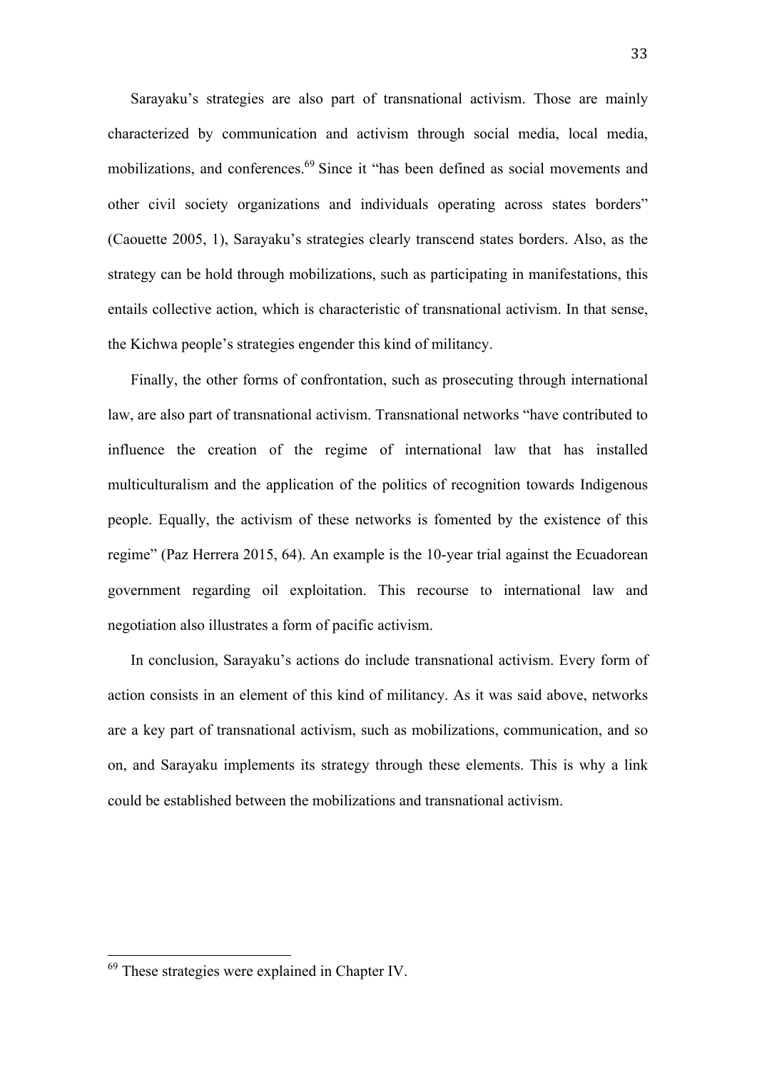Sarayaku's strategies are also part of transnational activism. Those are mainly characterized by communication and activism through social media, local media, mobilizations, and conferences.[69] Since it "has been defined as social movements and other civil society organizations and individuals operating across states borders" (Caouette 2005, 1), Sarayaku's strategies clearly transcend states borders. Also, as the strategy can be hold through mobilizations, such as participating in manifestations, this entails collective action, which is characteristic of transnational activism. In that sense, the Kichwa people's strategies engender this kind of militancy.

Finally, the other forms of confrontation, such as prosecuting through international law, are also part of transnational activism. Transnational networks "have contributed to influence the creation of the regime of international law that has installed multiculturalism and the application of the politics of recognition towards Indigenous people. Equally, the activism of these networks is fomented by the existence of this regime" (Paz Herrera 2015, 64). An example is the 10-year trial against the Ecuadorean government regarding oil exploitation. This recourse to international law and negotiation also illustrates a form of pacific activism.

In conclusion, Sarayaku's actions do include transnational activism. Every form of action consists in an element of this kind of militancy. As it was said above, networks are a key part of transnational activism, such as mobilizations, communication, and so on, and Sarayaku implements its strategy through these elements. This is why a link could be established between the mobilizations and transnational activism.

---

[69] These strategies were explained in Chapter IV.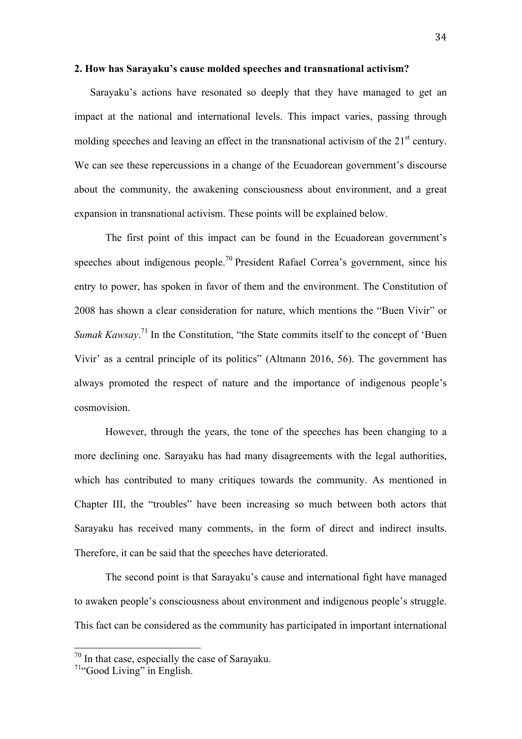**2. How has Sarayaku's cause molded speeches and transnational activism?**

Sarayaku's actions have resonated so deeply that they have managed to get an impact at the national and international levels. This impact varies, passing through molding speeches and leaving an effect in the transnational activism of the 21st century. We can see these repercussions in a change of the Ecuadorean government's discourse about the community, the awakening consciousness about environment, and a great expansion in transnational activism. These points will be explained below.

The first point of this impact can be found in the Ecuadorean government's speeches about indigenous people.[70] President Rafael Correa's government, since his entry to power, has spoken in favor of them and the environment. The Constitution of 2008 has shown a clear consideration for nature, which mentions the "Buen Vivir" or *Sumak Kawsay*.[71] In the Constitution, "the State commits itself to the concept of 'Buen Vivir' as a central principle of its politics" (Altmann 2016, 56). The government has always promoted the respect of nature and the importance of indigenous people's cosmovision.

However, through the years, the tone of the speeches has been changing to a more declining one. Sarayaku has had many disagreements with the legal authorities, which has contributed to many critiques towards the community. As mentioned in Chapter III, the "troubles" have been increasing so much between both actors that Sarayaku has received many comments, in the form of direct and indirect insults. Therefore, it can be said that the speeches have deteriorated.

The second point is that Sarayaku's cause and international fight have managed to awaken people's consciousness about environment and indigenous people's struggle. This fact can be considered as the community has participated in important international

---

[70] In that case, especially the case of Sarayaku.

[71] "Good Living" in English.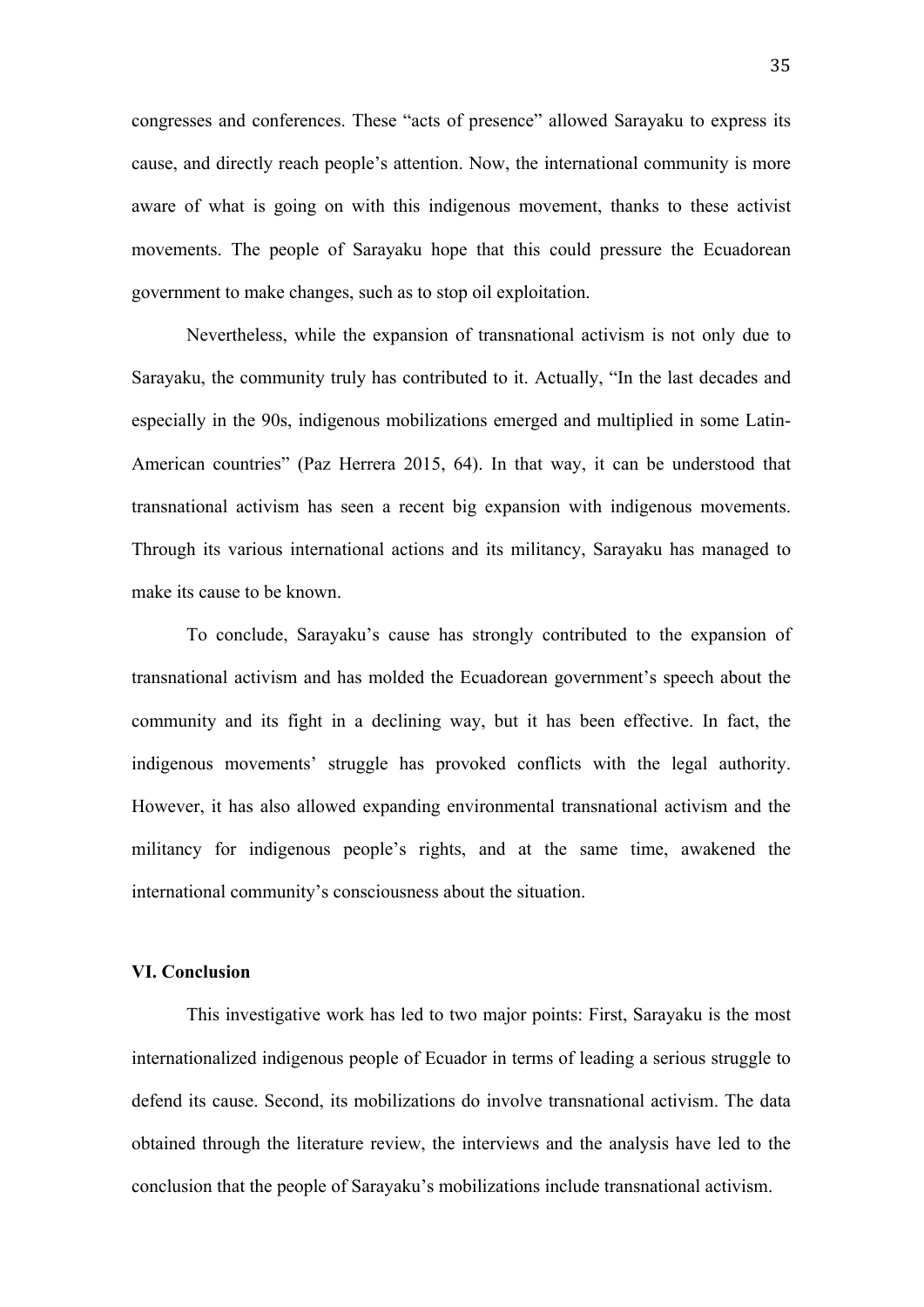congresses and conferences. These "acts of presence" allowed Sarayaku to express its cause, and directly reach people's attention. Now, the international community is more aware of what is going on with this indigenous movement, thanks to these activist movements. The people of Sarayaku hope that this could pressure the Ecuadorean government to make changes, such as to stop oil exploitation.

Nevertheless, while the expansion of transnational activism is not only due to Sarayaku, the community truly has contributed to it. Actually, "In the last decades and especially in the 90s, indigenous mobilizations emerged and multiplied in some Latin-American countries" (Paz Herrera 2015, 64). In that way, it can be understood that transnational activism has seen a recent big expansion with indigenous movements. Through its various international actions and its militancy, Sarayaku has managed to make its cause to be known.

To conclude, Sarayaku's cause has strongly contributed to the expansion of transnational activism and has molded the Ecuadorean government's speech about the community and its fight in a declining way, but it has been effective. In fact, the indigenous movements' struggle has provoked conflicts with the legal authority. However, it has also allowed expanding environmental transnational activism and the militancy for indigenous people's rights, and at the same time, awakened the international community's consciousness about the situation.

## VI. Conclusion

This investigative work has led to two major points: First, Sarayaku is the most internationalized indigenous people of Ecuador in terms of leading a serious struggle to defend its cause. Second, its mobilizations do involve transnational activism. The data obtained through the literature review, the interviews and the analysis have led to the conclusion that the people of Sarayaku's mobilizations include transnational activism.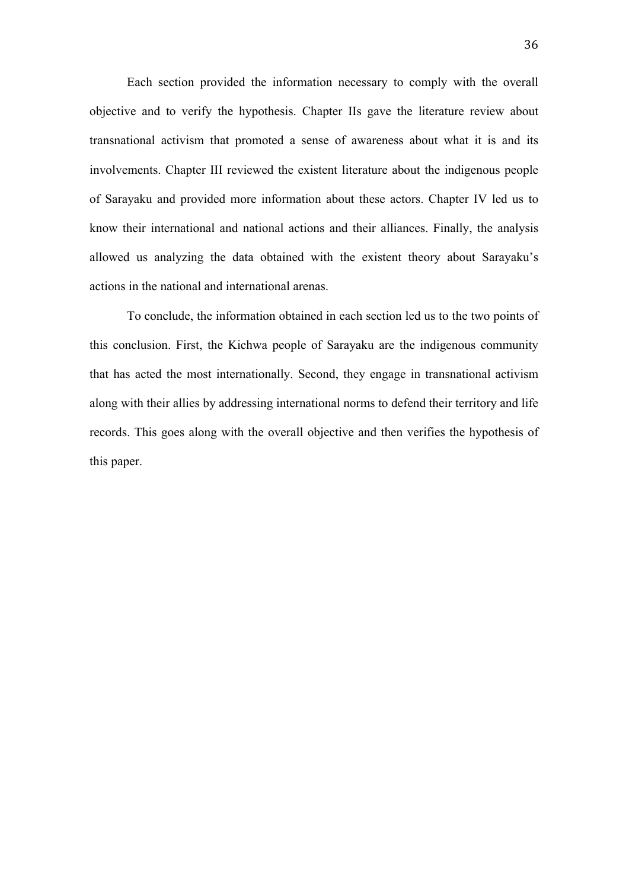Each section provided the information necessary to comply with the overall objective and to verify the hypothesis. Chapter IIs gave the literature review about transnational activism that promoted a sense of awareness about what it is and its involvements. Chapter III reviewed the existent literature about the indigenous people of Sarayaku and provided more information about these actors. Chapter IV led us to know their international and national actions and their alliances. Finally, the analysis allowed us analyzing the data obtained with the existent theory about Sarayaku's actions in the national and international arenas.

To conclude, the information obtained in each section led us to the two points of this conclusion. First, the Kichwa people of Sarayaku are the indigenous community that has acted the most internationally. Second, they engage in transnational activism along with their allies by addressing international norms to defend their territory and life records. This goes along with the overall objective and then verifies the hypothesis of this paper.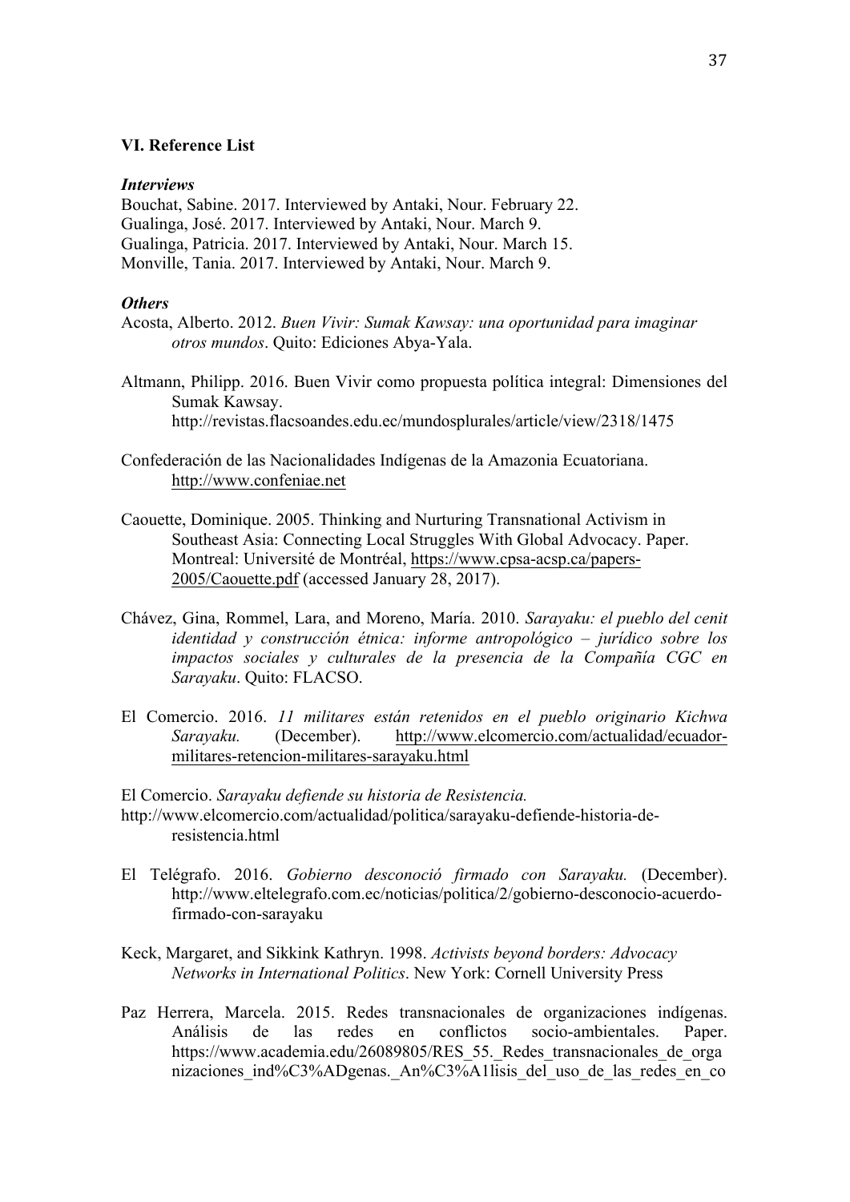## VI. Reference List

***Interviews***

Bouchat, Sabine. 2017. Interviewed by Antaki, Nour. February 22.
Gualinga, José. 2017. Interviewed by Antaki, Nour. March 9.
Gualinga, Patricia. 2017. Interviewed by Antaki, Nour. March 15.
Monville, Tania. 2017. Interviewed by Antaki, Nour. March 9.

***Others***

Acosta, Alberto. 2012. *Buen Vivir: Sumak Kawsay: una oportunidad para imaginar otros mundos*. Quito: Ediciones Abya-Yala.

Altmann, Philipp. 2016. Buen Vivir como propuesta política integral: Dimensiones del Sumak Kawsay. http://revistas.flacsoandes.edu.ec/mundosplurales/article/view/2318/1475

Confederación de las Nacionalidades Indígenas de la Amazonia Ecuatoriana. http://www.confeniae.net

Caouette, Dominique. 2005. Thinking and Nurturing Transnational Activism in Southeast Asia: Connecting Local Struggles With Global Advocacy. Paper. Montreal: Université de Montréal, https://www.cpsa-acsp.ca/papers-2005/Caouette.pdf (accessed January 28, 2017).

Chávez, Gina, Rommel, Lara, and Moreno, María. 2010. *Sarayaku: el pueblo del cenit identidad y construcción étnica: informe antropológico – jurídico sobre los impactos sociales y culturales de la presencia de la Compañía CGC en Sarayaku*. Quito: FLACSO.

El Comercio. 2016. *11 militares están retenidos en el pueblo originario Kichwa Sarayaku.* (December). http://www.elcomercio.com/actualidad/ecuador-militares-retencion-militares-sarayaku.html

El Comercio. *Sarayaku defiende su historia de Resistencia.* http://www.elcomercio.com/actualidad/politica/sarayaku-defiende-historia-de-resistencia.html

El Telégrafo. 2016. *Gobierno desconoció firmado con Sarayaku.* (December). http://www.eltelegrafo.com.ec/noticias/politica/2/gobierno-desconocio-acuerdo-firmado-con-sarayaku

Keck, Margaret, and Sikkink Kathryn. 1998. *Activists beyond borders: Advocacy Networks in International Politics*. New York: Cornell University Press

Paz Herrera, Marcela. 2015. Redes transnacionales de organizaciones indígenas. Análisis de las redes en conflictos socio-ambientales. Paper. https://www.academia.edu/26089805/RES_55._Redes_transnacionales_de_organizaciones_ind%C3%ADgenas._An%C3%A1lisis_del_uso_de_las_redes_en_co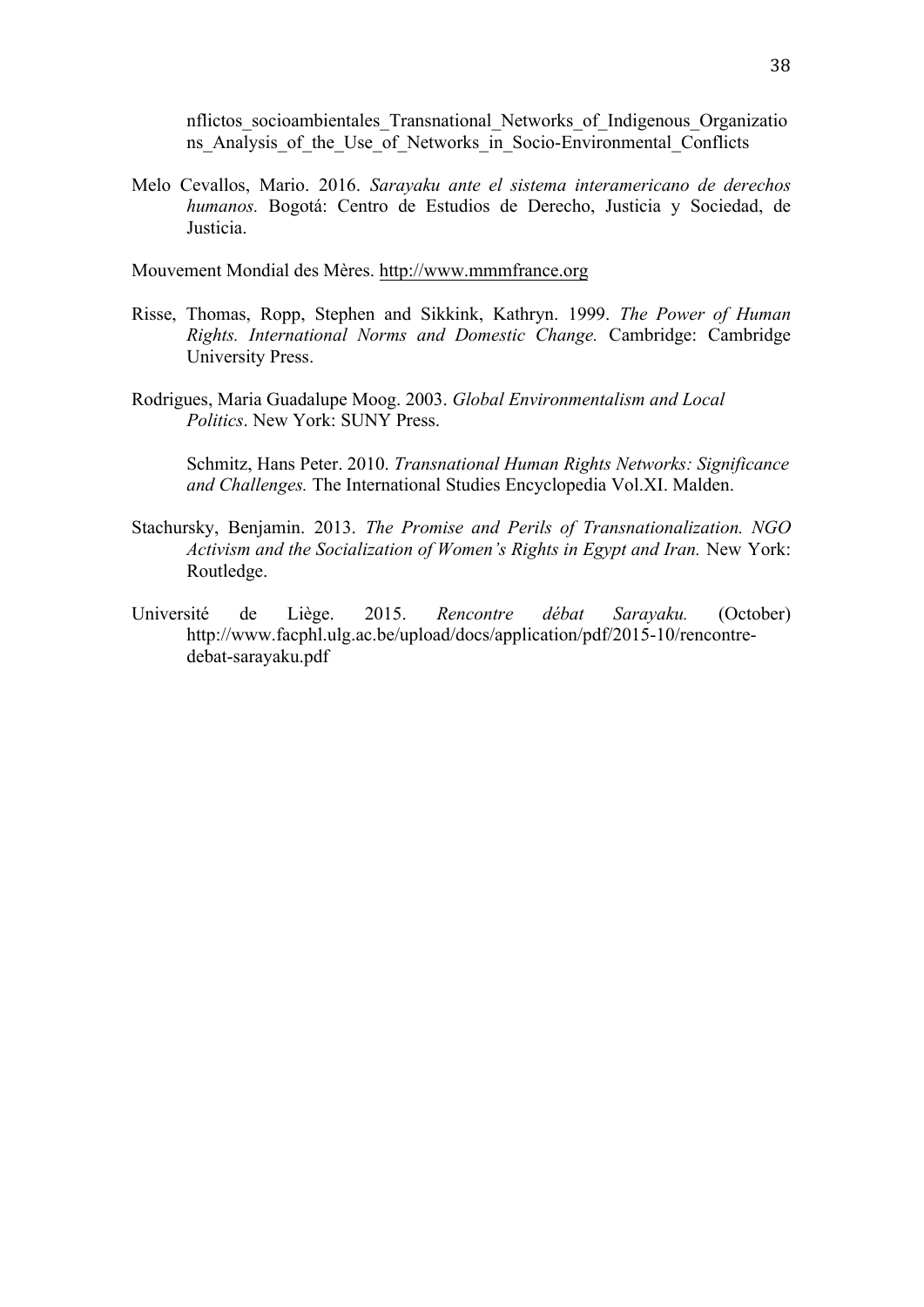nflictos_socioambientales_Transnational_Networks_of_Indigenous_Organizations_Analysis_of_the_Use_of_Networks_in_Socio-Environmental_Conflicts

Melo Cevallos, Mario. 2016. *Sarayaku ante el sistema interamericano de derechos humanos.* Bogotá: Centro de Estudios de Derecho, Justicia y Sociedad, de Justicia.

Mouvement Mondial des Mères. http://www.mmmfrance.org

Risse, Thomas, Ropp, Stephen and Sikkink, Kathryn. 1999. *The Power of Human Rights. International Norms and Domestic Change.* Cambridge: Cambridge University Press.

Rodrigues, Maria Guadalupe Moog. 2003. *Global Environmentalism and Local Politics*. New York: SUNY Press.

Schmitz, Hans Peter. 2010. *Transnational Human Rights Networks: Significance and Challenges.* The International Studies Encyclopedia Vol.XI. Malden.

Stachursky, Benjamin. 2013. *The Promise and Perils of Transnationalization. NGO Activism and the Socialization of Women's Rights in Egypt and Iran.* New York: Routledge.

Université de Liège. 2015. *Rencontre débat Sarayaku.* (October) http://www.facphl.ulg.ac.be/upload/docs/application/pdf/2015-10/rencontre-debat-sarayaku.pdf